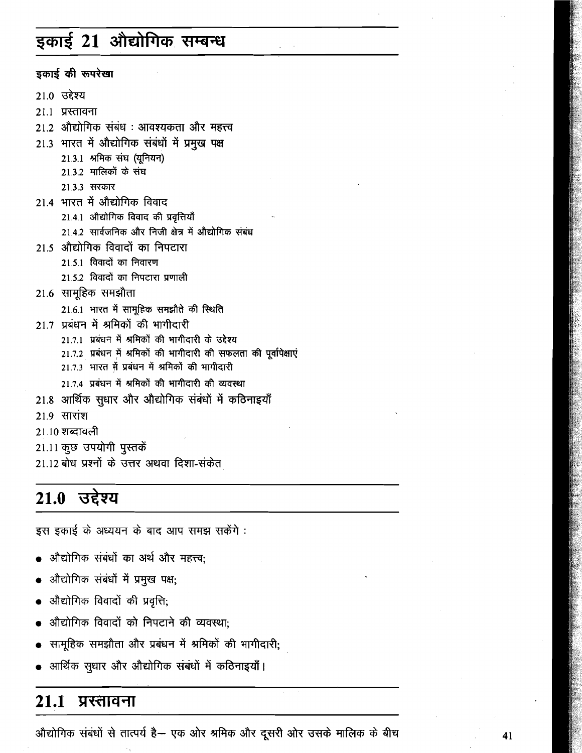# इकाई 21 औद्योगिक सम्बन्ध

**इकाई की रूपरेखा**

- 21.0 उद्देश्य
- 21.1 प्रस्तावना
- 21.2 औद्योगिक संबंध : आवश्यकता और महत्त्व
- 21.3 भारत में औद्योगिक संबंधों में प्रमुख पक्ष
  - 21.3.1 श्रमिक संघ (यूनियन)
  - 21.3.2 मालिकों के संघ
  - 21.3.3 सरकार
- 21.4 भारत में औद्योगिक विवाद
  - 21.4.1 औद्योगिक विवाद की प्रवृत्तियाँ
  - 21.4.2 सार्वजनिक और निजी क्षेत्र में औद्योगिक संबंध
- 21.5 औद्योगिक विवादों का निपटारा
  - 21.5.1 विवादों का निवारण
  - 21.5.2 विवादों का निपटारा प्रणाली
- 21.6 सामूहिक समझौता
  - 21.6.1 भारत में सामूहिक समझौते की स्थिति
- 21.7 प्रबंधन में श्रमिकों की भागीदारी
  - 21.7.1 प्रबंधन में श्रमिकों की भागीदारी के उद्देश्य
  - 21.7.2 प्रबंधन में श्रमिकों की भागीदारी की सफलता की पूर्वापेक्षाएं
  - 21.7.3 भारत में प्रबंधन में श्रमिकों की भागीदारी
  - 21.7.4 प्रबंधन में श्रमिकों की भागीदारी की व्यवस्था
- 21.8 आर्थिक सुधार और औद्योगिक संबंधों में कठिनाइयाँ
- 21.9 सारांश
- 21.10 शब्दावली
- 21.11 कुछ उपयोगी पुस्तकें
- 21.12 बोध प्रश्नों के उत्तर अथवा दिशा-संकेत

## 21.0 उद्देश्य

इस इकाई के अध्ययन के बाद आप समझ सकेंगे :

- औद्योगिक संबंधों का अर्थ और महत्त्व;
- औद्योगिक संबंधों में प्रमुख पक्ष;
- औद्योगिक विवादों की प्रवृत्ति;
- औद्योगिक विवादों को निपटाने की व्यवस्था;
- सामूहिक समझौता और प्रबंधन में श्रमिकों की भागीदारी;
- आर्थिक सुधार और औद्योगिक संबंधों में कठिनाइयाँ।

## 21.1 प्रस्तावना

औद्योगिक संबंधों से तात्पर्य है— एक ओर श्रमिक और दूसरी ओर उसके मालिक के बीच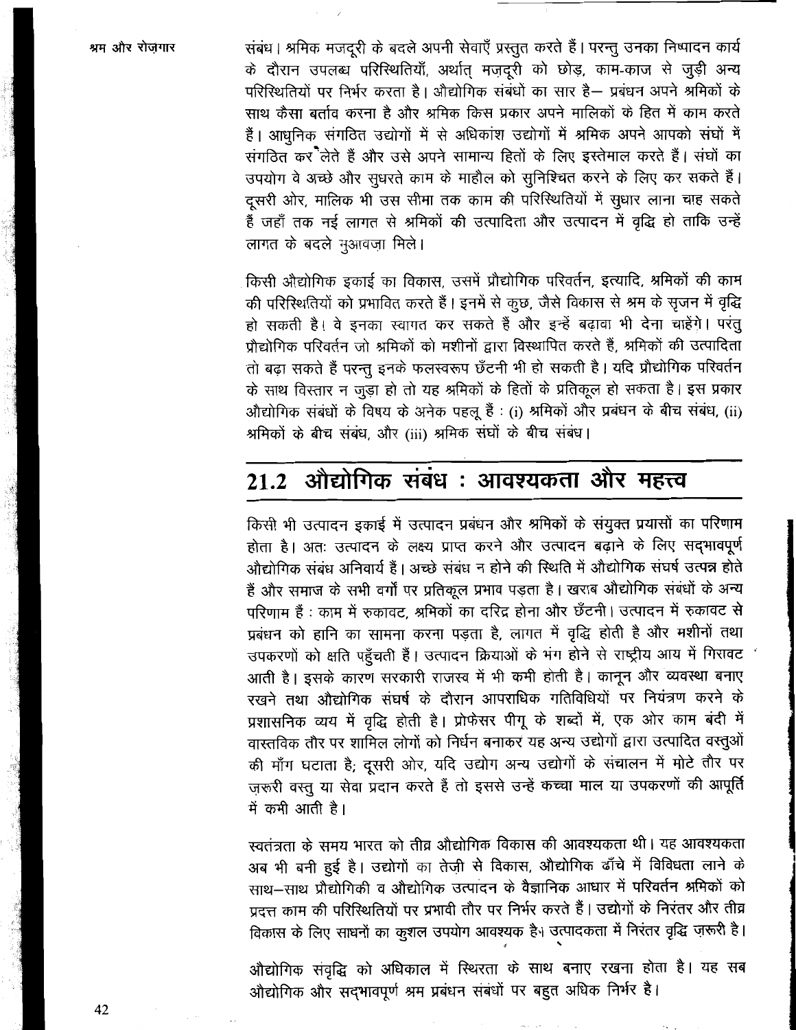संबंध। श्रमिक मजदूरी के बदले अपनी सेवाएँ प्रस्तुत करते हैं। परन्तु उनका निष्पादन कार्य के दौरान उपलब्ध परिस्थितियाँ, अर्थात् मज़दूरी को छोड़, काम-काज से जुड़ी अन्य परिस्थितियों पर निर्भर करता है। औद्योगिक संबंधों का सार है— प्रबंधन अपने श्रमिकों के साथ कैसा बर्ताव करना है और श्रमिक किस प्रकार अपने मालिकों के हित में काम करते हैं। आधुनिक संगठित उद्योगों में से अधिकांश उद्योगों में श्रमिक अपने आपको संघों में संगठित कर लेते हैं और उसे अपने सामान्य हितों के लिए इस्तेमाल करते हैं। संघों का उपयोग वे अच्छे और सुधरते काम के माहौल को सुनिश्चित करने के लिए कर सकते हैं। दूसरी ओर, मालिक भी उस सीमा तक काम की परिस्थितियों में सुधार लाना चाह सकते हैं जहाँ तक नई लागत से श्रमिकों की उत्पादिता और उत्पादन में वृद्धि हो ताकि उन्हें लागत के बदले मुआवज़ा मिले।

किसी औद्योगिक इकाई का विकास, उसमें प्रौद्योगिक परिवर्तन, इत्यादि, श्रमिकों की काम की परिस्थितियों को प्रभावित करते हैं। इनमें से कुछ, जैसे विकास से श्रम के सृजन में वृद्धि हो सकती है। वे इनका स्वागत कर सकते हैं और इन्हें बढ़ावा भी देना चाहेंगे। परंतु प्रौद्योगिक परिवर्तन जो श्रमिकों को मशीनों द्वारा विस्थापित करते हैं, श्रमिकों की उत्पादिता तो बढ़ा सकते हैं परन्तु इनके फलस्वरूप छँटनी भी हो सकती है। यदि प्रौद्योगिक परिवर्तन के साथ विस्तार न जुड़ा हो तो यह श्रमिकों के हितों के प्रतिकूल हो सकता है। इस प्रकार औद्योगिक संबंधों के विषय के अनेक पहलू हैं : (i) श्रमिकों और प्रबंधन के बीच संबंध, (ii) श्रमिकों के बीच संबंध, और (iii) श्रमिक संघों के बीच संबंध।

## 21.2 औद्योगिक संबंध : आवश्यकता और महत्त्व

किसी भी उत्पादन इकाई में उत्पादन प्रबंधन और श्रमिकों के संयुक्त प्रयासों का परिणाम होता है। अतः उत्पादन के लक्ष्य प्राप्त करने और उत्पादन बढ़ाने के लिए सद्भावपूर्ण औद्योगिक संबंध अनिवार्य हैं। अच्छे संबंध न होने की स्थिति में औद्योगिक संघर्ष उत्पन्न होते हैं और समाज के सभी वर्गों पर प्रतिकूल प्रभाव पड़ता है। खराब औद्योगिक संबंधों के अन्य परिणाम हैं : काम में रुकावट, श्रमिकों का दरिद्र होना और छँटनी। उत्पादन में रुकावट से प्रबंधन को हानि का सामना करना पड़ता है, लागत में वृद्धि होती है और मशीनों तथा उपकरणों को क्षति पहुँचती हैं। उत्पादन क्रियाओं के भंग होने से राष्ट्रीय आय में गिरावट आती है। इसके कारण सरकारी राजस्व में भी कमी होती है। कानून और व्यवस्था बनाए रखने तथा औद्योगिक संघर्ष के दौरान आपराधिक गतिविधियों पर नियंत्रण करने के प्रशासनिक व्यय में वृद्धि होती है। प्रोफेसर पीगू के शब्दों में, एक ओर काम बंदी में वास्तविक तौर पर शामिल लोगों को निर्धन बनाकर यह अन्य उद्योगों द्वारा उत्पादित वस्तुओं की माँग घटाता है; दूसरी ओर, यदि उद्योग अन्य उद्योगों के संचालन में मोटे तौर पर ज़रूरी वस्तु या सेवा प्रदान करते हैं तो इससे उन्हें कच्चा माल या उपकरणों की आपूर्ति में कमी आती है।

स्वतंत्रता के समय भारत को तीव्र औद्योगिक विकास की आवश्यकता थी। यह आवश्यकता अब भी बनी हुई है। उद्योगों का तेज़ी से विकास, औद्योगिक ढाँचे में विविधता लाने के साथ–साथ प्रौद्योगिकी व औद्योगिक उत्पादन के वैज्ञानिक आधार में परिवर्तन श्रमिकों को प्रदत्त काम की परिस्थितियों पर प्रभावी तौर पर निर्भर करते हैं। उद्योगों के निरंतर और तीव्र विकास के लिए साधनों का कुशल उपयोग आवश्यक है। उत्पादकता में निरंतर वृद्धि ज़रूरी है।

औद्योगिक संवृद्धि को अधिकाल में स्थिरता के साथ बनाए रखना होता है। यह सब औद्योगिक और सद्भावपूर्ण श्रम प्रबंधन संबंधों पर बहुत अधिक निर्भर है।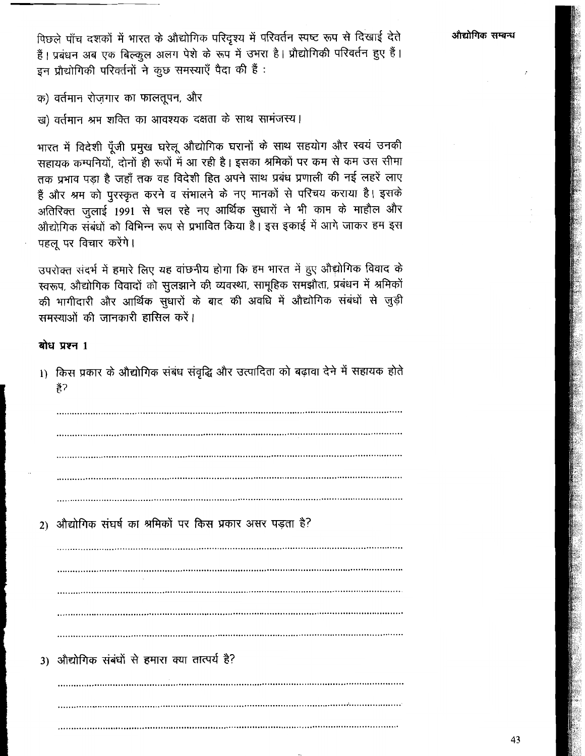पिछले पाँच दशकों में भारत के औद्योगिक परिदृश्य में परिवर्तन स्पष्ट रूप से दिखाई देते हैं। प्रबंधन अब एक बिल्कुल अलग पेशे के रूप में उभरा है। प्रौद्योगिकी परिवर्तन हुए हैं। इन प्रौद्योगिकी परिवर्तनों ने कुछ समस्याएँ पैदा की हैं :

क) वर्तमान रोज़गार का फालतूपन, और

ख) वर्तमान श्रम शक्ति का आवश्यक दक्षता के साथ सामंजस्य।

भारत में विदेशी पूँजी प्रमुख घरेलू औद्योगिक घरानों के साथ सहयोग और स्वयं उनकी सहायक कम्पनियों, दोनों ही रूपों में आ रही है। इसका श्रमिकों पर कम से कम उस सीमा तक प्रभाव पड़ा है जहाँ तक वह विदेशी हित अपने साथ प्रबंध प्रणाली की नई लहरें लाए हैं और श्रम को पुरस्कृत करने व संभालने के नए मानकों से परिचय कराया है। इसके अतिरिक्त जुलाई 1991 से चल रहे नए आर्थिक सुधारों ने भी काम के माहौल और औद्योगिक संबंधों को विभिन्न रूप से प्रभावित किया है। इस इकाई में आगे जाकर हम इस पहलू पर विचार करेंगे।

उपरोक्त संदर्भ में हमारे लिए यह वांछनीय होगा कि हम भारत में हुए औद्योगिक विवाद के स्वरूप, औद्योगिक विवादों को सुलझाने की व्यवस्था, सामूहिक समझौता, प्रबंधन में श्रमिकों की भागीदारी और आर्थिक सुधारों के बाद की अवधि में औद्योगिक संबंधों से जुड़ी समस्याओं की जानकारी हासिल करें।

**बोध प्रश्न 1**

1) किस प्रकार के औद्योगिक संबंध संवृद्धि और उत्पादिता को बढ़ावा देने में सहायक होते हैं?

..........................................................................................................

..........................................................................................................

..........................................................................................................

..........................................................................................................

..........................................................................................................

2) औद्योगिक संघर्ष का श्रमिकों पर किस प्रकार असर पड़ता है?

..........................................................................................................

..........................................................................................................

..........................................................................................................

..........................................................................................................

..........................................................................................................

3) औद्योगिक संबंधों से हमारा क्या तात्पर्य है?

..........................................................................................................

..........................................................................................................

..........................................................................................................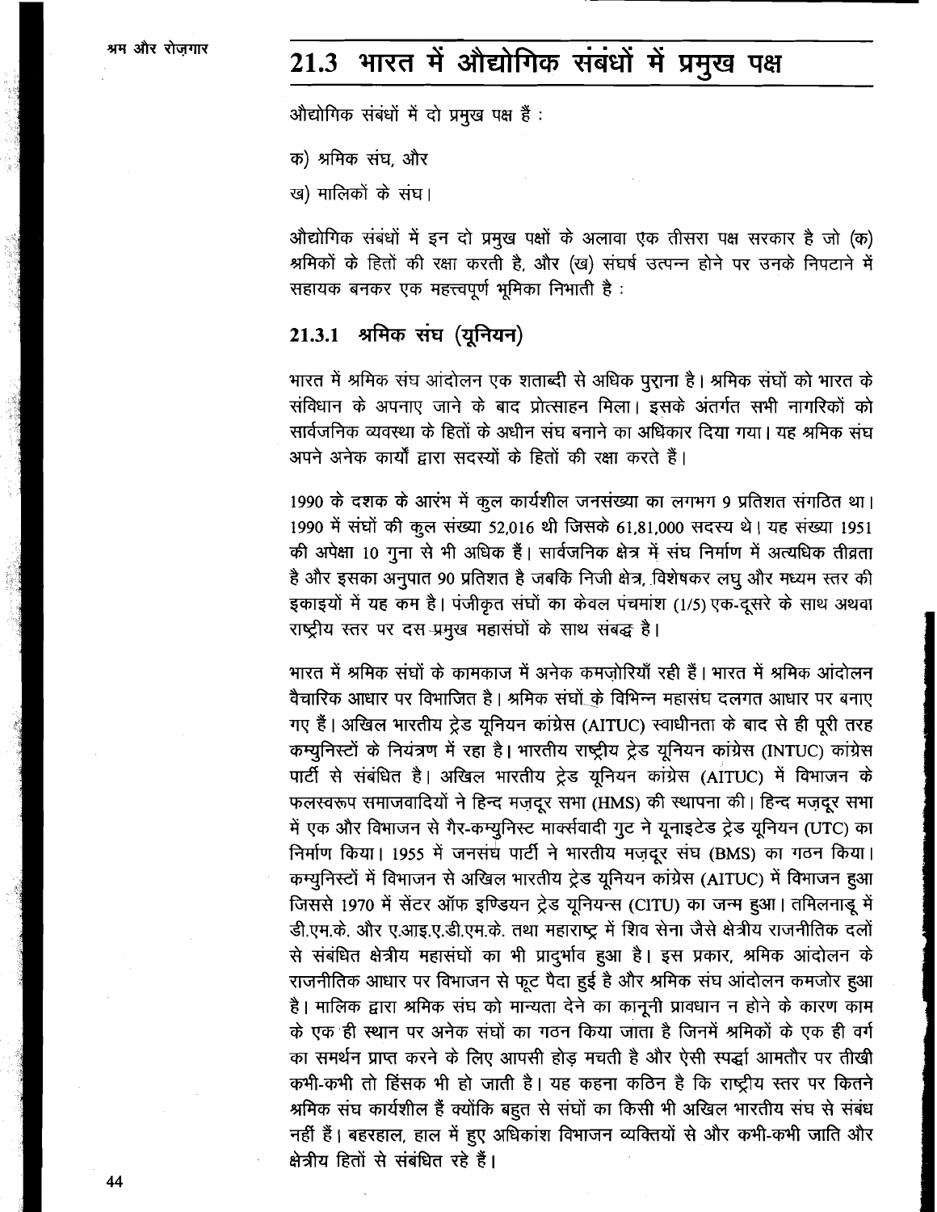## 21.3 भारत में औद्योगिक संबंधों में प्रमुख पक्ष

औद्योगिक संबंधों में दो प्रमुख पक्ष हैं :

क) श्रमिक संघ, और

ख) मालिकों के संघ।

औद्योगिक संबंधों में इन दो प्रमुख पक्षों के अलावा एक तीसरा पक्ष सरकार है जो (क) श्रमिकों के हितों की रक्षा करती है, और (ख) संघर्ष उत्पन्न होने पर उनके निपटाने में सहायक बनकर एक महत्त्वपूर्ण भूमिका निभाती है :

### 21.3.1 श्रमिक संघ (यूनियन)

भारत में श्रमिक संघ आंदोलन एक शताब्दी से अधिक पुराना है। श्रमिक संघों को भारत के संविधान के अपनाए जाने के बाद प्रोत्साहन मिला। इसके अंतर्गत सभी नागरिकों को सार्वजनिक व्यवस्था के हितों के अधीन संघ बनाने का अधिकार दिया गया। यह श्रमिक संघ अपने अनेक कार्यों द्वारा सदस्यों के हितों की रक्षा करते हैं।

1990 के दशक के आरंभ में कुल कार्यशील जनसंख्या का लगभग 9 प्रतिशत संगठित था। 1990 में संघों की कुल संख्या 52,016 थी जिसके 61,81,000 सदस्य थे। यह संख्या 1951 की अपेक्षा 10 गुना से भी अधिक हैं। सार्वजनिक क्षेत्र में संघ निर्माण में अत्यधिक तीव्रता है और इसका अनुपात 90 प्रतिशत है जबकि निजी क्षेत्र, विशेषकर लघु और मध्यम स्तर की इकाइयों में यह कम है। पंजीकृत संघों का केवल पंचमांश (1/5) एक-दूसरे के साथ अथवा राष्ट्रीय स्तर पर दस प्रमुख महासंघों के साथ संबद्ध है।

भारत में श्रमिक संघों के कामकाज में अनेक कमज़ोरियाँ रही हैं। भारत में श्रमिक आंदोलन वैचारिक आधार पर विभाजित है। श्रमिक संघों के विभिन्न महासंघ दलगत आधार पर बनाए गए हैं। अखिल भारतीय ट्रेड यूनियन कांग्रेस (AITUC) स्वाधीनता के बाद से ही पूरी तरह कम्युनिस्टों के नियंत्रण में रहा है। भारतीय राष्ट्रीय ट्रेड यूनियन कांग्रेस (INTUC) कांग्रेस पार्टी से संबंधित है। अखिल भारतीय ट्रेड यूनियन कांग्रेस (AITUC) में विभाजन के फलस्वरूप समाजवादियों ने हिन्द मज़दूर सभा (HMS) की स्थापना की। हिन्द मज़दूर सभा में एक और विभाजन से गैर-कम्युनिस्ट मार्क्सवादी गुट ने यूनाइटेड ट्रेड यूनियन (UTC) का निर्माण किया। 1955 में जनसंघ पार्टी ने भारतीय मज़दूर संघ (BMS) का गठन किया। कम्युनिस्टों में विभाजन से अखिल भारतीय ट्रेड यूनियन कांग्रेस (AITUC) में विभाजन हुआ जिससे 1970 में सेंटर ऑफ इण्डियन ट्रेड यूनियन्स (CITU) का जन्म हुआ। तमिलनाडू में डी.एम.के. और ए.आइ.ए.डी.एम.के. तथा महाराष्ट्र में शिव सेना जैसे क्षेत्रीय राजनीतिक दलों से संबंधित क्षेत्रीय महासंघों का भी प्रादुर्भाव हुआ है। इस प्रकार, श्रमिक आंदोलन के राजनीतिक आधार पर विभाजन से फूट पैदा हुई है और श्रमिक संघ आंदोलन कमजोर हुआ है। मालिक द्वारा श्रमिक संघ को मान्यता देने का कानूनी प्रावधान न होने के कारण काम के एक ही स्थान पर अनेक संघों का गठन किया जाता है जिनमें श्रमिकों के एक ही वर्ग का समर्थन प्राप्त करने के लिए आपसी होड़ मचती है और ऐसी स्पर्द्धा आमतौर पर तीखी कभी-कभी तो हिंसक भी हो जाती है। यह कहना कठिन है कि राष्ट्रीय स्तर पर कितने श्रमिक संघ कार्यशील हैं क्योंकि बहुत से संघों का किसी भी अखिल भारतीय संघ से संबंध नहीं हैं। बहरहाल, हाल में हुए अधिकांश विभाजन व्यक्तियों से और कभी-कभी जाति और क्षेत्रीय हितों से संबंधित रहे हैं।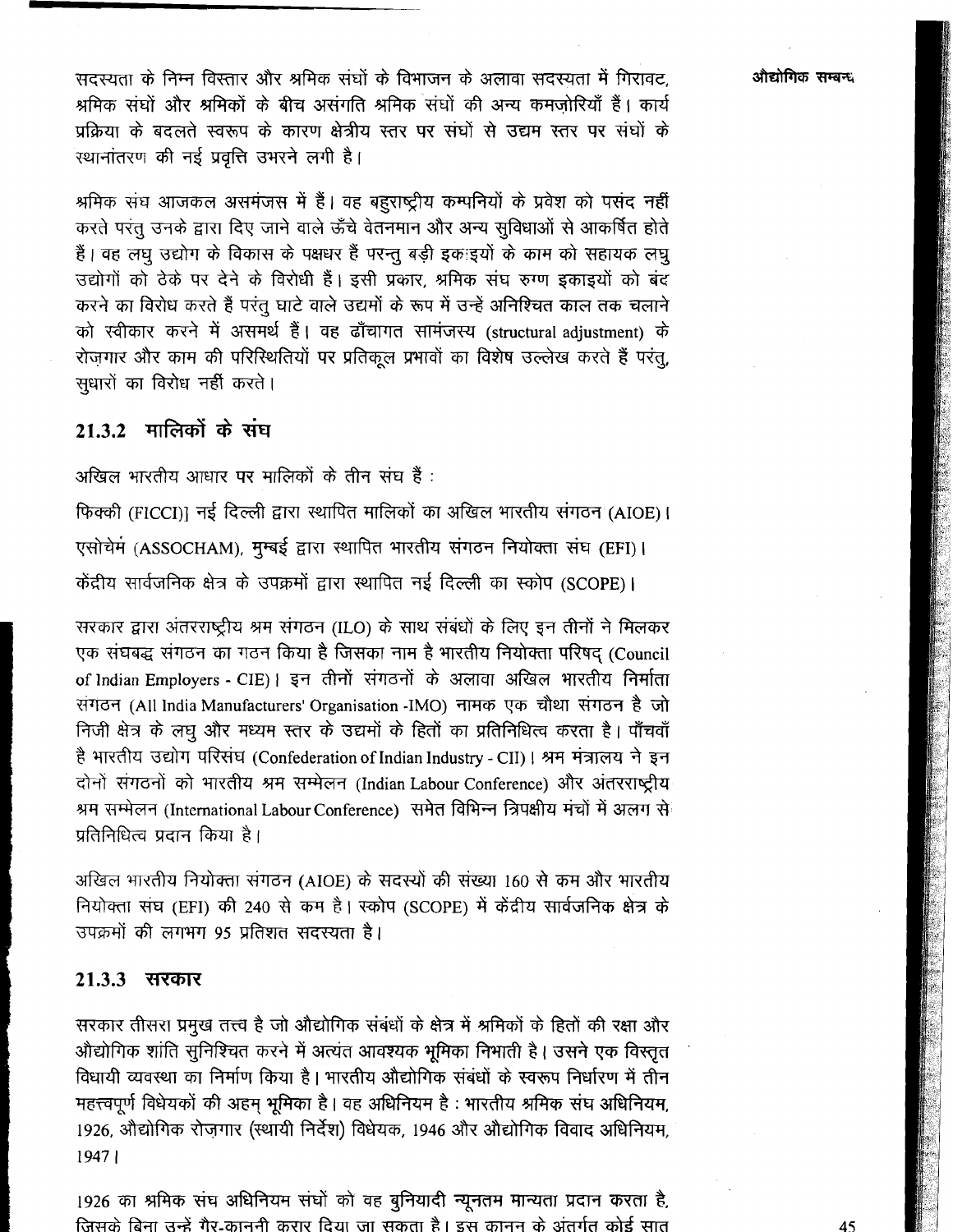सदस्यता के निम्न विस्तार और श्रमिक संघों के विभाजन के अलावा सदस्यता में गिरावट, श्रमिक संघों और श्रमिकों के बीच असंगति श्रमिक संघों की अन्य कमज़ोरियाँ हैं। कार्य प्रक्रिया के बदलते स्वरूप के कारण क्षेत्रीय स्तर पर संघों से उद्यम स्तर पर संघों के स्थानांतरण की नई प्रवृत्ति उभरने लगी है।

श्रमिक संघ आजकल असमंजस में हैं। वह बहुराष्ट्रीय कम्पनियों के प्रवेश को पसंद नहीं करते परंतु उनके द्वारा दिए जाने वाले ऊँचे वेतनमान और अन्य सुविधाओं से आकर्षित होते हैं। वह लघु उद्योग के विकास के पक्षधर हैं परन्तु बड़ी इकाइयों के काम को सहायक लघु उद्योगों को ठेके पर देने के विरोधी हैं। इसी प्रकार, श्रमिक संघ रुग्ण इकाइयों को बंद करने का विरोध करते हैं परंतु घाटे वाले उद्यमों के रूप में उन्हें अनिश्चित काल तक चलाने को स्वीकार करने में असमर्थ हैं। वह ढाँचागत सामंजस्य (structural adjustment) के रोज़गार और काम की परिस्थितियों पर प्रतिकूल प्रभावों का विशेष उल्लेख करते हैं परंतु, सुधारों का विरोध नहीं करते।

## 21.3.2 मालिकों के संघ

अखिल भारतीय आधार पर मालिकों के तीन संघ हैं :

फिक्की (FICCI)] नई दिल्ली द्वारा स्थापित मालिकों का अखिल भारतीय संगठन (AIOE)।

एसोचेम (ASSOCHAM), मुम्बई द्वारा स्थापित भारतीय संगठन नियोक्ता संघ (EFI)।

केंद्रीय सार्वजनिक क्षेत्र के उपक्रमों द्वारा स्थापित नई दिल्ली का स्कोप (SCOPE)।

सरकार द्वारा अंतरराष्ट्रीय श्रम संगठन (ILO) के साथ संबंधों के लिए इन तीनों ने मिलकर एक संघबद्ध संगठन का गठन किया है जिसका नाम है भारतीय नियोक्ता परिषद् (Council of Indian Employers - CIE)। इन तीनों संगठनों के अलावा अखिल भारतीय निर्माता संगठन (All India Manufacturers' Organisation -IMO) नामक एक चौथा संगठन है जो निजी क्षेत्र के लघु और मध्यम स्तर के उद्यमों के हितों का प्रतिनिधित्व करता है। पाँचवाँ है भारतीय उद्योग परिसंघ (Confederation of Indian Industry - CII)। श्रम मंत्रालय ने इन दोनों संगठनों को भारतीय श्रम सम्मेलन (Indian Labour Conference) और अंतरराष्ट्रीय श्रम सम्मेलन (International Labour Conference) समेत विभिन्न त्रिपक्षीय मंचों में अलग से प्रतिनिधित्व प्रदान किया है।

अखिल भारतीय नियोक्ता संगठन (AIOE) के सदस्यों की संख्या 160 से कम और भारतीय नियोक्ता संघ (EFI) की 240 से कम है। स्कोप (SCOPE) में केंद्रीय सार्वजनिक क्षेत्र के उपक्रमों की लगभग 95 प्रतिशत सदस्यता है।

### 21.3.3 सरकार

सरकार तीसरा प्रमुख तत्त्व है जो औद्योगिक संबंधों के क्षेत्र में श्रमिकों के हितों की रक्षा और औद्योगिक शांति सुनिश्चित करने में अत्यंत आवश्यक भूमिका निभाती है। उसने एक विस्तृत विधायी व्यवस्था का निर्माण किया है। भारतीय औद्योगिक संबंधों के स्वरूप निर्धारण में तीन महत्त्वपूर्ण विधेयकों की अहम् भूमिका है। वह अधिनियम है : भारतीय श्रमिक संघ अधिनियम, 1926, औद्योगिक रोज़गार (स्थायी निर्देश) विधेयक, 1946 और औद्योगिक विवाद अधिनियम, 1947।

1926 का श्रमिक संघ अधिनियम संघों को वह बुनियादी न्यूनतम मान्यता प्रदान करता है, जिसके बिना उन्हें गैर-कानूनी करार दिया जा सकता है। इस कानून के अंतर्गत कोई सात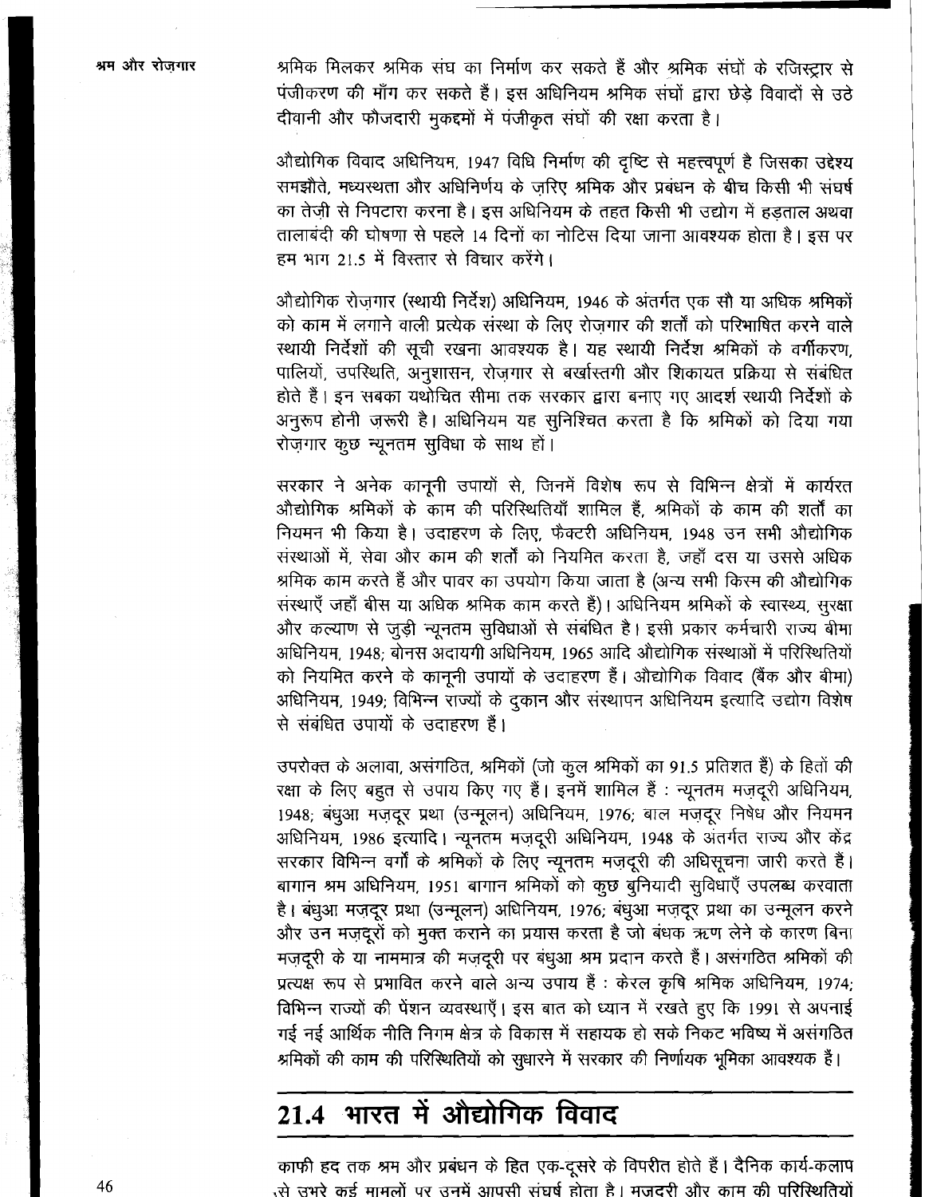श्रमिक मिलकर श्रमिक संघ का निर्माण कर सकते हैं और श्रमिक संघों के रजिस्ट्रार से पंजीकरण की माँग कर सकते हैं। इस अधिनियम श्रमिक संघों द्वारा छेड़े विवादों से उठे दीवानी और फौजदारी मुकदमों में पंजीकृत संघों की रक्षा करता है।

औद्योगिक विवाद अधिनियम, 1947 विधि निर्माण की दृष्टि से महत्त्वपूर्ण है जिसका उद्देश्य समझौते, मध्यस्थता और अधिनिर्णय के ज़रिए श्रमिक और प्रबंधन के बीच किसी भी संघर्ष का तेज़ी से निपटारा करना है। इस अधिनियम के तहत किसी भी उद्योग में हड़ताल अथवा तालाबंदी की घोषणा से पहले 14 दिनों का नोटिस दिया जाना आवश्यक होता है। इस पर हम भाग 21.5 में विस्तार से विचार करेंगे।

औद्योगिक रोज़गार (स्थायी निर्देश) अधिनियम, 1946 के अंतर्गत एक सौ या अधिक श्रमिकों को काम में लगाने वाली प्रत्येक संस्था के लिए रोज़गार की शर्तों को परिभाषित करने वाले स्थायी निर्देशों की सूची रखना आवश्यक है। यह स्थायी निर्देश श्रमिकों के वर्गीकरण, पालियों, उपस्थिति, अनुशासन, रोज़गार से बर्खास्तगी और शिकायत प्रक्रिया से संबंधित होते हैं। इन सबका यथोचित सीमा तक सरकार द्वारा बनाए गए आदर्श स्थायी निर्देशों के अनुरूप होनी ज़रूरी है। अधिनियम यह सुनिश्चित करता है कि श्रमिकों को दिया गया रोज़गार कुछ न्यूनतम सुविधा के साथ हों।

सरकार ने अनेक कानूनी उपायों से, जिनमें विशेष रूप से विभिन्न क्षेत्रों में कार्यरत औद्योगिक श्रमिकों के काम की परिस्थितियाँ शामिल हैं, श्रमिकों के काम की शर्तों का नियमन भी किया है। उदाहरण के लिए, फैक्टरी अधिनियम, 1948 उन सभी औद्योगिक संस्थाओं में, सेवा और काम की शर्तों को नियमित करता है, जहाँ दस या उससे अधिक श्रमिक काम करते हैं और पावर का उपयोग किया जाता है (अन्य सभी किस्म की औद्योगिक संस्थाएँ जहाँ बीस या अधिक श्रमिक काम करते हैं)। अधिनियम श्रमिकों के स्वास्थ्य, सुरक्षा और कल्याण से जुड़ी न्यूनतम सुविधाओं से संबंधित है। इसी प्रकार कर्मचारी राज्य बीमा अधिनियम, 1948; बोनस अदायगी अधिनियम, 1965 आदि औद्योगिक संस्थाओं में परिस्थितियों को नियमित करने के कानूनी उपायों के उदाहरण हैं। औद्योगिक विवाद (बैंक और बीमा) अधिनियम, 1949; विभिन्न राज्यों के दुकान और संस्थापन अधिनियम इत्यादि उद्योग विशेष से संबंधित उपायों के उदाहरण हैं।

उपरोक्त के अलावा, असंगठित, श्रमिकों (जो कुल श्रमिकों का 91.5 प्रतिशत हैं) के हितों की रक्षा के लिए बहुत से उपाय किए गए हैं। इनमें शामिल हैं : न्यूनतम मज़दूरी अधिनियम, 1948; बंधुआ मज़दूर प्रथा (उन्मूलन) अधिनियम, 1976; बाल मज़दूर निषेध और नियमन अधिनियम, 1986 इत्यादि। न्यूनतम मज़दूरी अधिनियम, 1948 के अंतर्गत राज्य और केंद्र सरकार विभिन्न वर्गों के श्रमिकों के लिए न्यूनतम मज़दूरी की अधिसूचना जारी करते हैं। बागान श्रम अधिनियम, 1951 बागान श्रमिकों को कुछ बुनियादी सुविधाएँ उपलब्ध करवाता है। बंधुआ मज़दूर प्रथा (उन्मूलन) अधिनियम, 1976; बंधुआ मज़दूर प्रथा का उन्मूलन करने और उन मज़दूरों को मुक्त कराने का प्रयास करता है जो बंधक ऋण लेने के कारण बिना मज़दूरी के या नाममात्र की मज़दूरी पर बंधुआ श्रम प्रदान करते हैं। असंगठित श्रमिकों को प्रत्यक्ष रूप से प्रभावित करने वाले अन्य उपाय हैं : केरल कृषि श्रमिक अधिनियम, 1974; विभिन्न राज्यों की पेंशन व्यवस्थाएँ। इस बात को ध्यान में रखते हुए कि 1991 से अपनाई गई नई आर्थिक नीति निगम क्षेत्र के विकास में सहायक हो सके निकट भविष्य में असंगठित श्रमिकों की काम की परिस्थितियों को सुधारने में सरकार की निर्णायक भूमिका आवश्यक हैं।

## 21.4 भारत में औद्योगिक विवाद

काफी हद तक श्रम और प्रबंधन के हित एक-दूसरे के विपरीत होते हैं। दैनिक कार्य-कलाप से उभरे कई मामलों पर उनमें आपसी संघर्ष होता है। मज़दूरी और काम की परिस्थितियों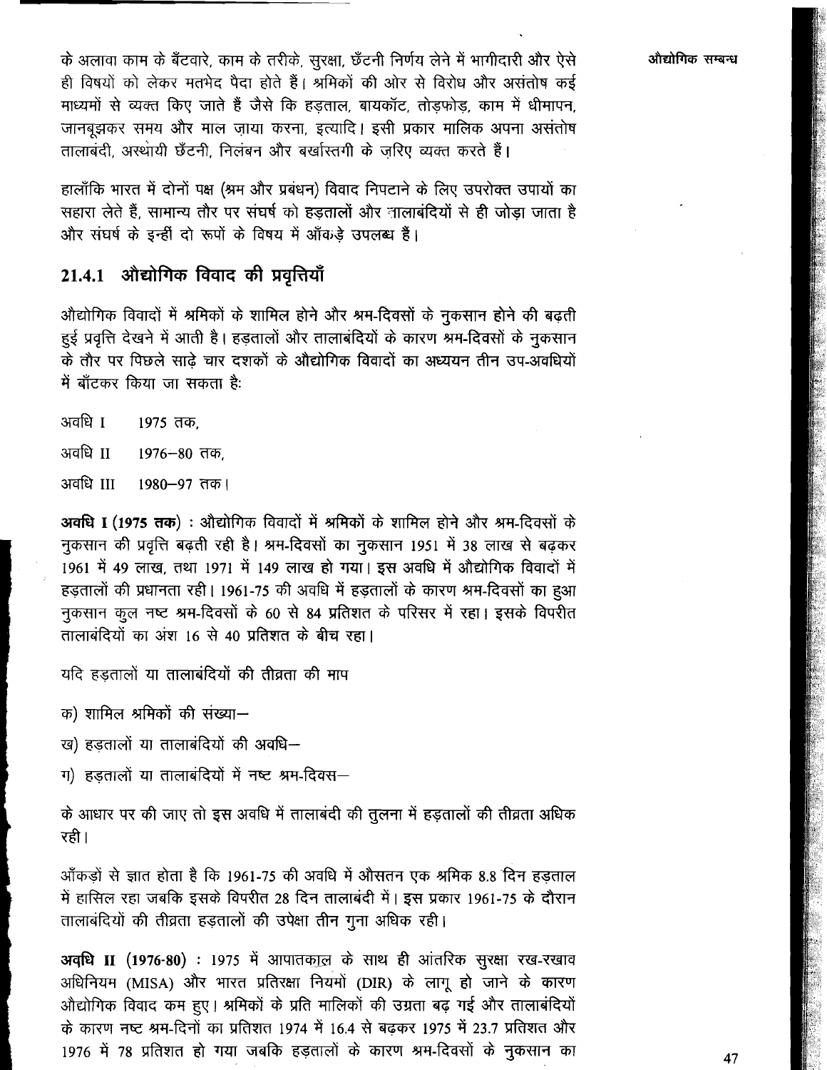के अलावा काम के बँटवारे, काम के तरीके, सुरक्षा, छँटनी निर्णय लेने में भागीदारी और ऐसे ही विषयों को लेकर मतभेद पैदा होते हैं। श्रमिकों की ओर से विरोध और असंतोष कई माध्यमों से व्यक्त किए जाते हैं जैसे कि हड़ताल, बायकॉट, तोड़फोड़, काम में धीमापन, जानबूझकर समय और माल ज़ाया करना, इत्यादि। इसी प्रकार मालिक अपना असंतोष तालाबंदी, अस्थायी छँटनी, निलंबन और बर्खास्तगी के ज़रिए व्यक्त करते हैं।

हालाँकि भारत में दोनों पक्ष (श्रम और प्रबंधन) विवाद निपटाने के लिए उपरोक्त उपायों का सहारा लेते हैं, सामान्य तौर पर संघर्ष को हड़तालों और तालाबंदियों से ही जोड़ा जाता है और संघर्ष के इन्हीं दो रूपों के विषय में आँकड़े उपलब्ध हैं।

### 21.4.1 औद्योगिक विवाद की प्रवृत्तियाँ

औद्योगिक विवादों में श्रमिकों के शामिल होने और श्रम-दिवसों के नुकसान होने की बढ़ती हुई प्रवृत्ति देखने में आती है। हड़तालों और तालाबंदियों के कारण श्रम-दिवसों के नुकसान के तौर पर पिछले साढ़े चार दशकों के औद्योगिक विवादों का अध्ययन तीन उप-अवधियों में बाँटकर किया जा सकता है:

अवधि I 1975 तक,

अवधि II 1976–80 तक,

अवधि III 1980–97 तक।

**अवधि I (1975 तक)** : औद्योगिक विवादों में श्रमिकों के शामिल होने और श्रम-दिवसों के नुकसान की प्रवृत्ति बढ़ती रही है। श्रम-दिवसों का नुकसान 1951 में 38 लाख से बढ़कर 1961 में 49 लाख, तथा 1971 में 149 लाख हो गया। इस अवधि में औद्योगिक विवादों में हड़तालों की प्रधानता रही। 1961-75 की अवधि में हड़तालों के कारण श्रम-दिवसों का हुआ नुकसान कुल नष्ट श्रम-दिवसों के 60 से 84 प्रतिशत के परिसर में रहा। इसके विपरीत तालाबंदियों का अंश 16 से 40 प्रतिशत के बीच रहा।

यदि हड़तालों या तालाबंदियों की तीव्रता की माप

क) शामिल श्रमिकों की संख्या–

ख) हड़तालों या तालाबंदियों की अवधि–

ग) हड़तालों या तालाबंदियों में नष्ट श्रम-दिवस–

के आधार पर की जाए तो इस अवधि में तालाबंदी की तुलना में हड़तालों की तीव्रता अधिक रही।

आँकड़ों से ज्ञात होता है कि 1961-75 की अवधि में औसतन एक श्रमिक 8.8 दिन हड़ताल में हासिल रहा जबकि इसके विपरीत 28 दिन तालाबंदी में। इस प्रकार 1961-75 के दौरान तालाबंदियों की तीव्रता हड़तालों की उपेक्षा तीन गुना अधिक रही।

**अवधि II (1976-80)** : 1975 में आपातकाल के साथ ही आंतरिक सुरक्षा रख-रखाव अधिनियम (MISA) और भारत प्रतिरक्षा नियमों (DIR) के लागू हो जाने के कारण औद्योगिक विवाद कम हुए। श्रमिकों के प्रति मालिकों की उग्रता बढ़ गई और तालाबंदियों के कारण नष्ट श्रम-दिनों का प्रतिशत 1974 में 16.4 से बढ़कर 1975 में 23.7 प्रतिशत और 1976 में 78 प्रतिशत हो गया जबकि हड़तालों के कारण श्रम-दिवसों के नुकसान का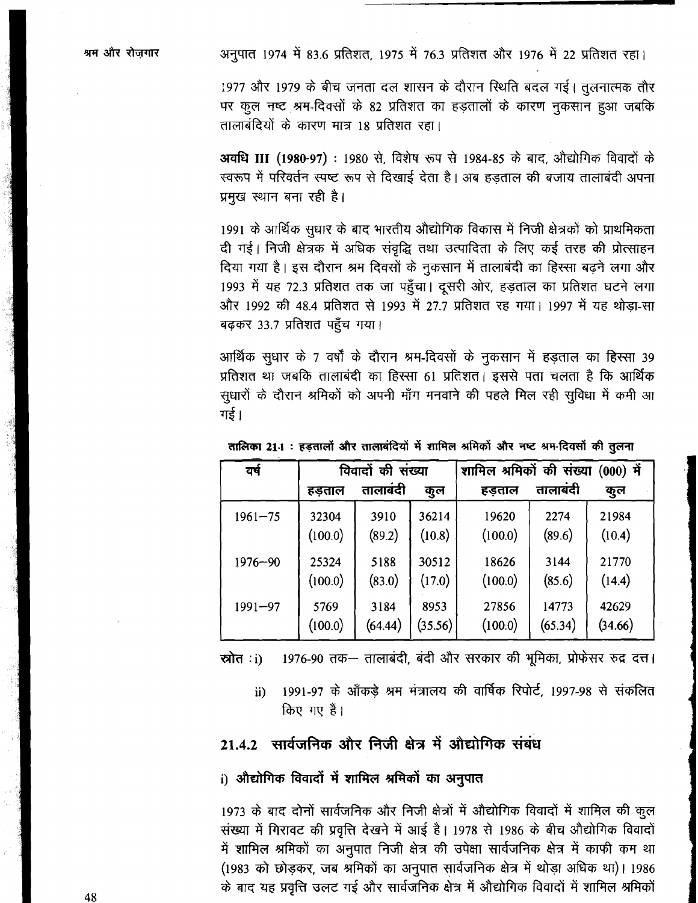अनुपात 1974 में 83.6 प्रतिशत, 1975 में 76.3 प्रतिशत और 1976 में 22 प्रतिशत रहा।

1977 और 1979 के बीच जनता दल शासन के दौरान स्थिति बदल गई। तुलनात्मक तौर पर कुल नष्ट श्रम-दिवसों के 82 प्रतिशत का हड़तालों के कारण नुकसान हुआ जबकि तालाबंदियों के कारण मात्र 18 प्रतिशत रहा।

**अवधि III (1980-97)** : 1980 से, विशेष रूप से 1984-85 के बाद, औद्योगिक विवादों के स्वरूप में परिवर्तन स्पष्ट रूप से दिखाई देता है। अब हड़ताल की बजाय तालाबंदी अपना प्रमुख स्थान बना रही है।

1991 के आर्थिक सुधार के बाद भारतीय औद्योगिक विकास में निजी क्षेत्रकों को प्राथमिकता दी गई। निजी क्षेत्रक में अधिक संवृद्धि तथा उत्पादिता के लिए कई तरह की प्रोत्साहन दिया गया है। इस दौरान श्रम दिवसों के नुकसान में तालाबंदी का हिस्सा बढ़ने लगा और 1993 में यह 72.3 प्रतिशत तक जा पहुँचा। दूसरी ओर, हड़ताल का प्रतिशत घटने लगा और 1992 की 48.4 प्रतिशत से 1993 में 27.7 प्रतिशत रह गया। 1997 में यह थोड़ा-सा बढ़कर 33.7 प्रतिशत पहुँच गया।

आर्थिक सुधार के 7 वर्षों के दौरान श्रम-दिवसों के नुकसान में हड़ताल का हिस्सा 39 प्रतिशत था जबकि तालाबंदी का हिस्सा 61 प्रतिशत। इससे पता चलता है कि आर्थिक सुधारों के दौरान श्रमिकों को अपनी माँग मनवाने की पहले मिल रही सुविधा में कमी आ गई।

**तालिका 21.1 : हड़तालों और तालाबंदियों में शामिल श्रमिकों और नष्ट श्रम-दिवसों की तुलना**

| वर्ष | विवादों की संख्या | | | शामिल श्रमिकों की संख्या (000) में | | |
|---|---|---|---|---|---|---|
| | हड़ताल | तालाबंदी | कुल | हड़ताल | तालाबंदी | कुल |
| 1961–75 | 32304 (100.0) | 3910 (89.2) | 36214 (10.8) | 19620 (100.0) | 2274 (89.6) | 21984 (10.4) |
| 1976–90 | 25324 (100.0) | 5188 (83.0) | 30512 (17.0) | 18626 (100.0) | 3144 (85.6) | 21770 (14.4) |
| 1991–97 | 5769 (100.0) | 3184 (64.44) | 8953 (35.56) | 27856 (100.0) | 14773 (65.34) | 42629 (34.66) |

**स्रोत :** i) 1976-90 तक– तालाबंदी, बंदी और सरकार की भूमिका, प्रोफेसर रुद्र दत्त।

ii) 1991-97 के आँकड़े श्रम मंत्रालय की वार्षिक रिपोर्ट, 1997-98 से संकलित किए गए हैं।

## 21.4.2 सार्वजनिक और निजी क्षेत्र में औद्योगिक संबंध

### i) औद्योगिक विवादों में शामिल श्रमिकों का अनुपात

1973 के बाद दोनों सार्वजनिक और निजी क्षेत्रों में औद्योगिक विवादों में शामिल की कुल संख्या में गिरावट की प्रवृत्ति देखने में आई है। 1978 से 1986 के बीच औद्योगिक विवादों में शामिल श्रमिकों का अनुपात निजी क्षेत्र की उपेक्षा सार्वजनिक क्षेत्र में काफी कम था (1983 को छोड़कर, जब श्रमिकों का अनुपात सार्वजनिक क्षेत्र में थोड़ा अधिक था)। 1986 के बाद यह प्रवृत्ति उलट गई और सार्वजनिक क्षेत्र में औद्योगिक विवादों में शामिल श्रमिकों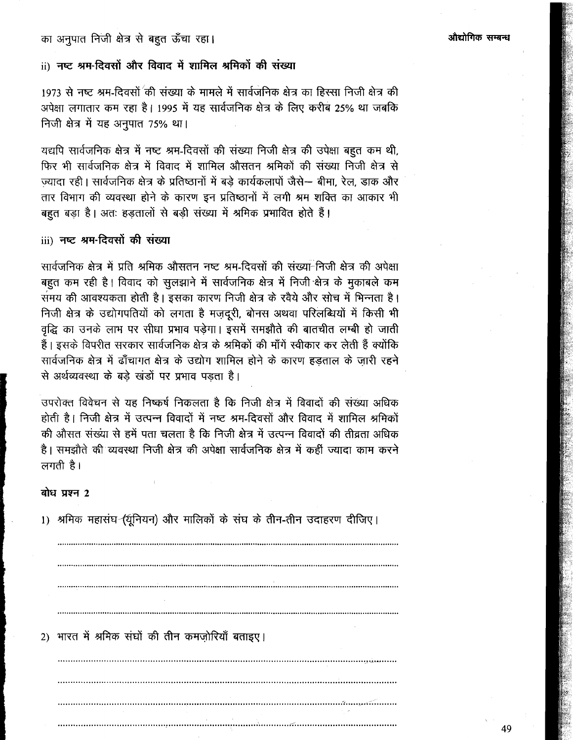का अनुपात निजी क्षेत्र से बहुत ऊँचा रहा।

### ii) नष्ट श्रम-दिवसों और विवाद में शामिल श्रमिकों की संख्या

1973 से नष्ट श्रम-दिवसों की संख्या के मामले में सार्वजनिक क्षेत्र का हिस्सा निजी क्षेत्र की अपेक्षा लगातार कम रहा है। 1995 में यह सार्वजनिक क्षेत्र के लिए करीब 25% था जबकि निजी क्षेत्र में यह अनुपात 75% था।

यद्यपि सार्वजनिक क्षेत्र में नष्ट श्रम-दिवसों की संख्या निजी क्षेत्र की उपेक्षा बहुत कम थी, फिर भी सार्वजनिक क्षेत्र में विवाद में शामिल औसतन श्रमिकों की संख्या निजी क्षेत्र से ज़्यादा रही। सार्वजनिक क्षेत्र के प्रतिष्ठानों में बड़े कार्यकलापों जैसे— बीमा, रेल, डाक और तार विभाग की व्यवस्था होने के कारण इन प्रतिष्ठानों में लगी श्रम शक्ति का आकार भी बहुत बड़ा है। अतः हड़तालों से बड़ी संख्या में श्रमिक प्रभावित होते हैं।

### iii) नष्ट श्रम-दिवसों की संख्या

सार्वजनिक क्षेत्र में प्रति श्रमिक औसतन नष्ट श्रम-दिवसों की संख्या निजी क्षेत्र की अपेक्षा बहुत कम रही है। विवाद को सुलझाने में सार्वजनिक क्षेत्र में निजी क्षेत्र के मुकाबले कम समय की आवश्यकता होती है। इसका कारण निजी क्षेत्र के रवैये और सोच में भिन्नता है। निजी क्षेत्र के उद्योगपतियों को लगता है मज़दूरी, बोनस अथवा परिलब्धियों में किसी भी वृद्धि का उनके लाभ पर सीधा प्रभाव पड़ेगा। इसमें समझौते की बातचीत लम्बी हो जाती हैं। इसके विपरीत सरकार सार्वजनिक क्षेत्र के श्रमिकों की माँगें स्वीकार कर लेती हैं क्योंकि सार्वजनिक क्षेत्र में ढाँचागत क्षेत्र के उद्योग शामिल होने के कारण हड़ताल के ज़ारी रहने से अर्थव्यवस्था के बड़े खंडों पर प्रभाव पड़ता है।

उपरोक्त विवेचन से यह निष्कर्ष निकलता है कि निजी क्षेत्र में विवादों की संख्या अधिक होती है। निजी क्षेत्र में उत्पन्न विवादों में नष्ट श्रम-दिवसों और विवाद में शामिल श्रमिकों की औसत संख्या से हमें पता चलता है कि निजी क्षेत्र में उत्पन्न विवादों की तीव्रता अधिक है। समझौते की व्यवस्था निजी क्षेत्र की अपेक्षा सार्वजनिक क्षेत्र में कहीं ज्यादा काम करने लगती है।

**बोध प्रश्न 2**

1) श्रमिक महासंघ (यूनियन) और मालिकों के संघ के तीन-तीन उदाहरण दीजिए।

........................................................................................................................

........................................................................................................................

........................................................................................................................

........................................................................................................................

2) भारत में श्रमिक संघों की तीन कमज़ोरियाँ बताइए।

........................................................................................................................

........................................................................................................................

........................................................................................................................

........................................................................................................................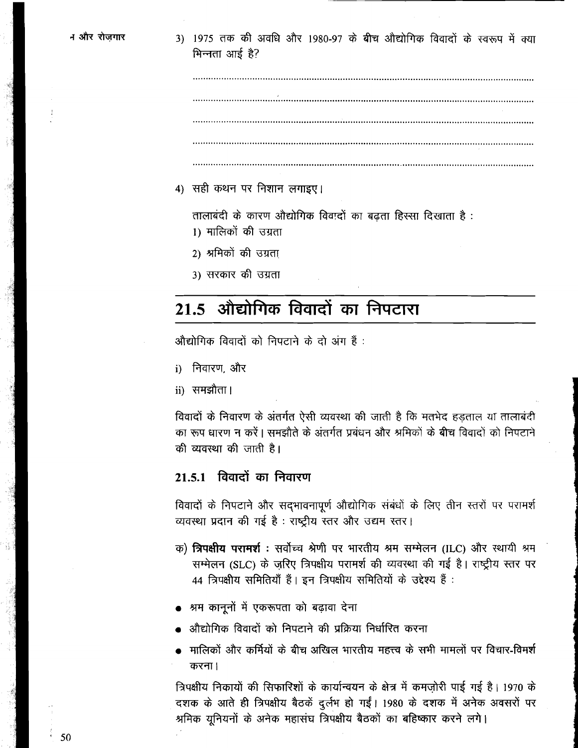3) 1975 तक की अवधि और 1980-97 के बीच औद्योगिक विवादों के स्वरूप में क्या भिन्नता आई है?

..........................................................................................................................

..........................................................................................................................

..........................................................................................................................

..........................................................................................................................

..........................................................................................................................

4) सही कथन पर निशान लगाइए।

तालाबंदी के कारण औद्योगिक विवादों का बढ़ता हिस्सा दिखाता है :

1) मालिकों की उग्रता

2) श्रमिकों की उग्रता

3) सरकार की उग्रता

## 21.5 औद्योगिक विवादों का निपटारा

औद्योगिक विवादों को निपटाने के दो अंग हैं :

i) निवारण, और

ii) समझौता।

विवादों के निवारण के अंतर्गत ऐसी व्यवस्था की जाती है कि मतभेद हड़ताल या तालाबंदी का रूप धारण न करें। समझौते के अंतर्गत प्रबंधन और श्रमिकों के बीच विवादों को निपटाने की व्यवस्था की जाती है।

### 21.5.1 विवादों का निवारण

विवादों के निपटाने और सद्‌भावनापूर्ण औद्योगिक संबंधों के लिए तीन स्तरों पर परामर्श व्यवस्था प्रदान की गई है : राष्ट्रीय स्तर और उद्यम स्तर।

क) **त्रिपक्षीय परामर्श :** सर्वोच्च श्रेणी पर भारतीय श्रम सम्मेलन (ILC) और स्थायी श्रम सम्मेलन (SLC) के ज़रिए त्रिपक्षीय परामर्श की व्यवस्था की गई है। राष्ट्रीय स्तर पर 44 त्रिपक्षीय समितियाँ हैं। इन त्रिपक्षीय समितियों के उद्देश्य हैं :

- श्रम कानूनों में एकरूपता को बढ़ावा देना
- औद्योगिक विवादों को निपटाने की प्रक्रिया निर्धारित करना
- मालिकों और कर्मियों के बीच अखिल भारतीय महत्त्व के सभी मामलों पर विचार-विमर्श करना।

त्रिपक्षीय निकायों की सिफारिशों के कार्यान्वयन के क्षेत्र में कमज़ोरी पाई गई है। 1970 के दशक के आते ही त्रिपक्षीय बैठकें दुर्लभ हो गईं। 1980 के दशक में अनेक अवसरों पर श्रमिक यूनियनों के अनेक महासंघ त्रिपक्षीय बैठकों का बहिष्कार करने लगे।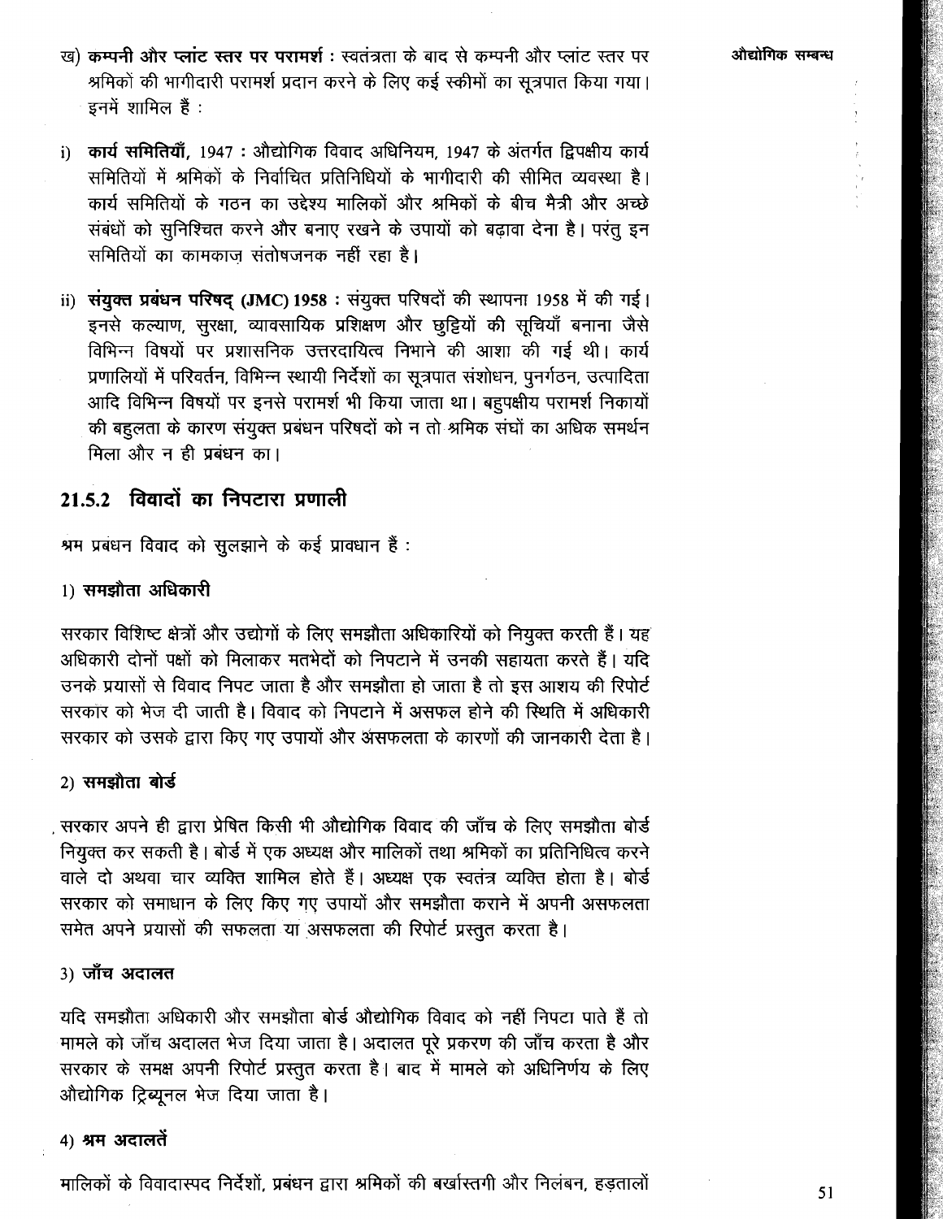ख) **कम्पनी और प्लांट स्तर पर परामर्श :** स्वतंत्रता के बाद से कम्पनी और प्लांट स्तर पर श्रमिकों की भागीदारी परामर्श प्रदान करने के लिए कई स्कीमों का सूत्रपात किया गया। इनमें शामिल हैं :

i) **कार्य समितियाँ,** 1947 : औद्योगिक विवाद अधिनियम, 1947 के अंतर्गत द्विपक्षीय कार्य समितियों में श्रमिकों के निर्वाचित प्रतिनिधियों के भागीदारी की सीमित व्यवस्था है। कार्य समितियों के गठन का उद्देश्य मालिकों और श्रमिकों के बीच मैत्री और अच्छे संबंधों को सुनिश्चित करने और बनाए रखने के उपायों को बढ़ावा देना है। परंतु इन समितियों का कामकाज़ संतोषजनक नहीं रहा है।

ii) **संयुक्त प्रबंधन परिषद् (JMC) 1958 :** संयुक्त परिषदों की स्थापना 1958 में की गई। इनसे कल्याण, सुरक्षा, व्यावसायिक प्रशिक्षण और छुट्टियों की सूचियाँ बनाना जैसे विभिन्न विषयों पर प्रशासनिक उत्तरदायित्व निभाने की आशा की गई थी। कार्य प्रणालियों में परिवर्तन, विभिन्न स्थायी निर्देशों का सूत्रपात संशोधन, पुनर्गठन, उत्पादिता आदि विभिन्न विषयों पर इनसे परामर्श भी किया जाता था। बहुपक्षीय परामर्श निकायों की बहुलता के कारण संयुक्त प्रबंधन परिषदों को न तो श्रमिक संघों का अधिक समर्थन मिला और न ही प्रबंधन का।

## 21.5.2 विवादों का निपटारा प्रणाली

श्रम प्रबंधन विवाद को सुलझाने के कई प्रावधान हैं :

### 1) समझौता अधिकारी

सरकार विशिष्ट क्षेत्रों और उद्योगों के लिए समझौता अधिकारियों को नियुक्त करती हैं। यह अधिकारी दोनों पक्षों को मिलाकर मतभेदों को निपटाने में उनकी सहायता करते हैं। यदि उनके प्रयासों से विवाद निपट जाता है और समझौता हो जाता है तो इस आशय की रिपोर्ट सरकार को भेज दी जाती है। विवाद को निपटाने में असफल होने की स्थिति में अधिकारी सरकार को उसके द्वारा किए गए उपायों और असफलता के कारणों की जानकारी देता है।

### 2) समझौता बोर्ड

सरकार अपने ही द्वारा प्रेषित किसी भी औद्योगिक विवाद की जाँच के लिए समझौता बोर्ड नियुक्त कर सकती है। बोर्ड में एक अध्यक्ष और मालिकों तथा श्रमिकों का प्रतिनिधित्व करने वाले दो अथवा चार व्यक्ति शामिल होते हैं। अध्यक्ष एक स्वतंत्र व्यक्ति होता है। बोर्ड सरकार को समाधान के लिए किए गए उपायों और समझौता कराने में अपनी असफलता समेत अपने प्रयासों की सफलता या असफलता की रिपोर्ट प्रस्तुत करता है।

### 3) जाँच अदालत

यदि समझौता अधिकारी और समझौता बोर्ड औद्योगिक विवाद को नहीं निपटा पाते हैं तो मामले को जाँच अदालत भेज दिया जाता है। अदालत पूरे प्रकरण की जाँच करता है और सरकार के समक्ष अपनी रिपोर्ट प्रस्तुत करता है। बाद में मामले को अधिनिर्णय के लिए औद्योगिक ट्रिब्यूनल भेज दिया जाता है।

### 4) श्रम अदालतें

मालिकों के विवादास्पद निर्देशों, प्रबंधन द्वारा श्रमिकों की बर्खास्तगी और निलंबन, हड़तालों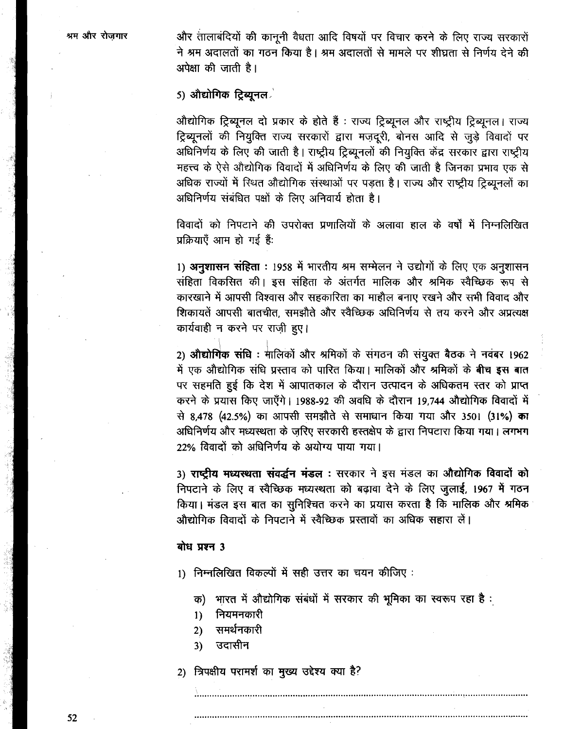और तालाबंदियों की कानूनी वैधता आदि विषयों पर विचार करने के लिए राज्य सरकारों ने श्रम अदालतों का गठन किया है। श्रम अदालतों से मामले पर शीघ्रता से निर्णय देने की अपेक्षा की जाती है।

**5) औद्योगिक ट्रिब्यूनल**

औद्योगिक ट्रिब्यूनल दो प्रकार के होते हैं : राज्य ट्रिब्यूनल और राष्ट्रीय ट्रिब्यूनल। राज्य ट्रिब्यूनलों की नियुक्ति राज्य सरकारों द्वारा मज़दूरी, बोनस आदि से जुड़े विवादों पर अधिनिर्णय के लिए की जाती है। राष्ट्रीय ट्रिब्यूनलों की नियुक्ति केंद्र सरकार द्वारा राष्ट्रीय महत्त्व के ऐसे औद्योगिक विवादों में अधिनिर्णय के लिए की जाती है जिनका प्रभाव एक से अधिक राज्यों में स्थित औद्योगिक संस्थाओं पर पड़ता है। राज्य और राष्ट्रीय ट्रिब्यूनलों का अधिनिर्णय संबंधित पक्षों के लिए अनिवार्य होता है।

विवादों को निपटाने की उपरोक्त प्रणालियों के अलावा हाल के वर्षों में निम्नलिखित प्रक्रियाएँ आम हो गई हैं:

1) **अनुशासन संहिता** : 1958 में भारतीय श्रम सम्मेलन ने उद्योगों के लिए एक अनुशासन संहिता विकसित की। इस संहिता के अंतर्गत मालिक और श्रमिक स्वैच्छिक रूप से कारखाने में आपसी विश्वास और सहकारिता का माहौल बनाए रखने और सभी विवाद और शिकायतें आपसी बातचीत, समझौते और स्वैच्छिक अधिनिर्णय से तय करने और अप्रत्यक्ष कार्यवाही न करने पर राज़ी हुए।

2) **औद्योगिक संधि** : मालिकों और श्रमिकों के संगठन की संयुक्त बैठक ने नवंबर 1962 में एक औद्योगिक संधि प्रस्ताव को पारित किया। मालिकों और श्रमिकों के बीच इस बात पर सहमति हुई कि देश में आपातकाल के दौरान उत्पादन के अधिकतम स्तर को प्राप्त करने के प्रयास किए जाएँगे। 1988-92 की अवधि के दौरान 19,744 औद्योगिक विवादों में से 8,478 (42.5%) का आपसी समझौते से समाधान किया गया और 3501 (31%) का अधिनिर्णय और मध्यस्थता के ज़रिए सरकारी हस्तक्षेप के द्वारा निपटारा किया गया। लगभग 22% विवादों को अधिनिर्णय के अयोग्य पाया गया।

3) **राष्ट्रीय मध्यस्थता संवर्द्धन मंडल** : सरकार ने इस मंडल का औद्योगिक विवादों को निपटाने के लिए व स्वैच्छिक मध्यस्थता को बढ़ावा देने के लिए जुलाई, 1967 में गठन किया। मंडल इस बात का सुनिश्चित करने का प्रयास करता है कि मालिक और श्रमिक औद्योगिक विवादों के निपटाने में स्वैच्छिक प्रस्तावों का अधिक सहारा लें।

**बोध प्रश्न 3**

1) निम्नलिखित विकल्पों में सही उत्तर का चयन कीजिए :

   क) भारत में औद्योगिक संबंधों में सरकार की भूमिका का स्वरूप रहा है :
   1) नियमनकारी
   2) समर्थनकारी
   3) उदासीन

2) त्रिपक्षीय परामर्श का मुख्य उद्देश्य क्या है?

..........................................................................................................

..........................................................................................................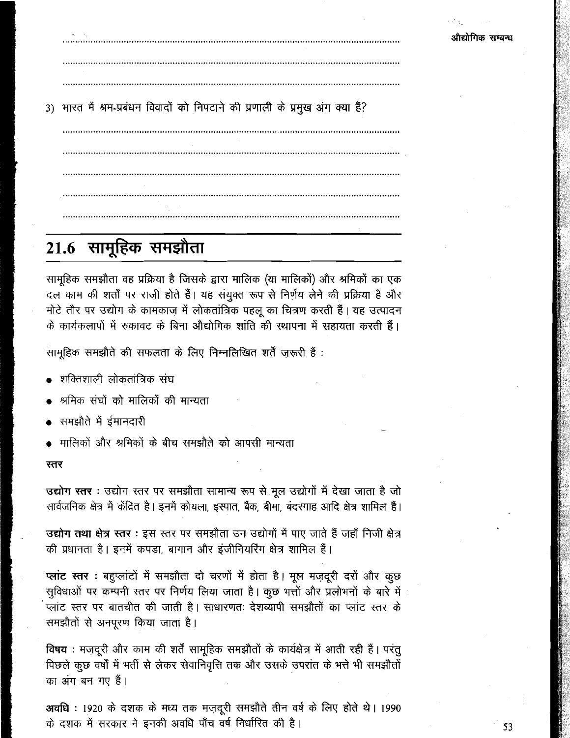3) भारत में श्रम-प्रबंधन विवादों को निपटाने की प्रणाली के प्रमुख अंग क्या हैं?

## 21.6 सामूहिक समझौता

सामूहिक समझौता वह प्रक्रिया है जिसके द्वारा मालिक (या मालिकों) और श्रमिकों का एक दल काम की शर्तों पर राज़ी होते हैं। यह संयुक्त रूप से निर्णय लेने की प्रक्रिया है और मोटे तौर पर उद्योग के कामकाज में लोकतांत्रिक पहलू का चित्रण करती हैं। यह उत्पादन के कार्यकलापों में रुकावट के बिना औद्योगिक शांति की स्थापना में सहायता करती हैं।

सामूहिक समझौते की सफलता के लिए निम्नलिखित शर्तें ज़रूरी हैं :

- शक्तिशाली लोकतांत्रिक संघ
- श्रमिक संघों को मालिकों की मान्यता
- समझौते में ईमानदारी
- मालिकों और श्रमिकों के बीच समझौते को आपसी मान्यता

**स्तर**

**उद्योग स्तर** : उद्योग स्तर पर समझौता सामान्य रूप से मूल उद्योगों में देखा जाता है जो सार्वजनिक क्षेत्र में केंद्रित है। इनमें कोयला, इस्पात, बैंक, बीमा, बंदरगाह आदि क्षेत्र शामिल हैं।

**उद्योग तथा क्षेत्र स्तर** : इस स्तर पर समझौता उन उद्योगों में पाए जाते हैं जहाँ निजी क्षेत्र की प्रधानता है। इनमें कपड़ा, बागान और इंजीनियरिंग क्षेत्र शामिल हैं।

**प्लांट स्तर** : बहुप्लांटों में समझौता दो चरणों में होता है। मूल मज़दूरी दरों और कुछ सुविधाओं पर कम्पनी स्तर पर निर्णय लिया जाता है। कुछ भत्तों और प्रलोभनों के बारे में प्लांट स्तर पर बातचीत की जाती है। साधारणतः देशव्यापी समझौतों का प्लांट स्तर के समझौतों से अनपूरण किया जाता है।

**विषय** : मज़दूरी और काम की शर्तें सामूहिक समझौतों के कार्यक्षेत्र में आती रही हैं। परंतु पिछले कुछ वर्षों में भर्ती से लेकर सेवानिवृत्ति तक और उसके उपरांत के भत्ते भी समझौतों का अंग बन गए हैं।

**अवधि** : 1920 के दशक के मध्य तक मज़दूरी समझौते तीन वर्ष के लिए होते थे। 1990 के दशक में सरकार ने इनकी अवधि पाँच वर्ष निर्धारित की है।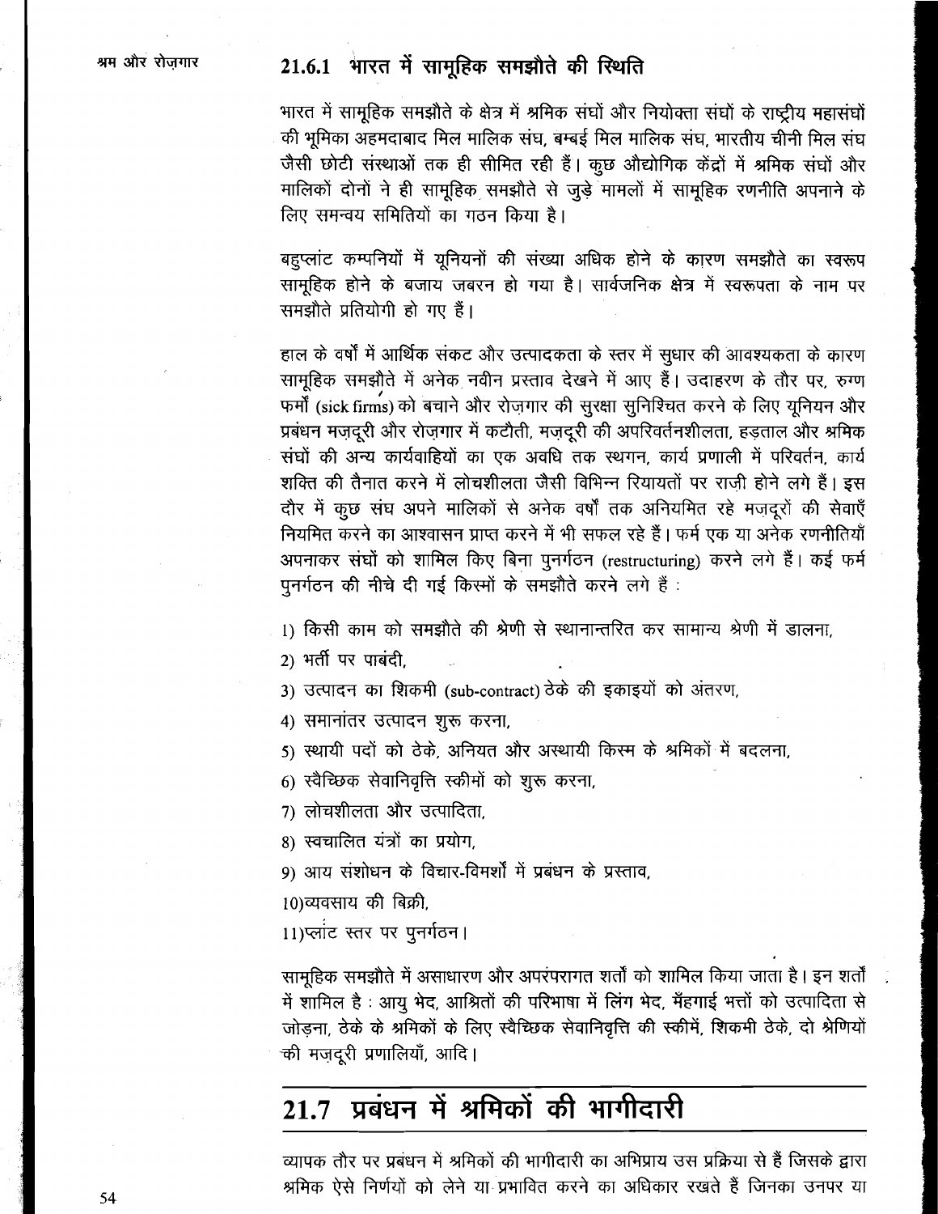### 21.6.1 भारत में सामूहिक समझौते की स्थिति

भारत में सामूहिक समझौते के क्षेत्र में श्रमिक संघों और नियोक्ता संघों के राष्ट्रीय महासंघों की भूमिका अहमदाबाद मिल मालिक संघ, बम्बई मिल मालिक संघ, भारतीय चीनी मिल संघ जैसी छोटी संस्थाओं तक ही सीमित रही हैं। कुछ औद्योगिक केंद्रों में श्रमिक संघों और मालिकों दोनों ने ही सामूहिक समझौते से जुड़े मामलों में सामूहिक रणनीति अपनाने के लिए समन्वय समितियों का गठन किया है।

बहुप्लांट कम्पनियों में यूनियनों की संख्या अधिक होने के कारण समझौते का स्वरूप सामूहिक होने के बजाय जबरन हो गया है। सार्वजनिक क्षेत्र में स्वरूपता के नाम पर समझौते प्रतियोगी हो गए हैं।

हाल के वर्षों में आर्थिक संकट और उत्पादकता के स्तर में सुधार की आवश्यकता के कारण सामूहिक समझौते में अनेक नवीन प्रस्ताव देखने में आए हैं। उदाहरण के तौर पर, रुग्ण फर्मों (sick firms) को बचाने और रोज़गार की सुरक्षा सुनिश्चित करने के लिए यूनियन और प्रबंधन मज़दूरी और रोज़गार में कटौती, मज़दूरी की अपरिवर्तनशीलता, हड़ताल और श्रमिक संघों की अन्य कार्यवाहियों का एक अवधि तक स्थगन, कार्य प्रणाली में परिवर्तन, कार्य शक्ति की तैनात करने में लोचशीलता जैसी विभिन्न रियायतों पर राज़ी होने लगे हैं। इस दौर में कुछ संघ अपने मालिकों से अनेक वर्षों तक अनियमित रहे मज़दूरों की सेवाएँ नियमित करने का आश्वासन प्राप्त करने में भी सफल रहे हैं। फर्म एक या अनेक रणनीतियाँ अपनाकर संघों को शामिल किए बिना पुनर्गठन (restructuring) करने लगे हैं। कई फर्म पुनर्गठन की नीचे दी गई किस्मों के समझौते करने लगे हैं :

1) किसी काम को समझौते की श्रेणी से स्थानान्तरित कर सामान्य श्रेणी में डालना,
2) भर्ती पर पाबंदी,
3) उत्पादन का शिकमी (sub-contract) ठेके की इकाइयों को अंतरण,
4) समानांतर उत्पादन शुरू करना,
5) स्थायी पदों को ठेके, अनियत और अस्थायी किस्म के श्रमिकों में बदलना,
6) स्वैच्छिक सेवानिवृत्ति स्कीमों को शुरू करना,
7) लोचशीलता और उत्पादिता,
8) स्वचालित यंत्रों का प्रयोग,
9) आय संशोधन के विचार-विमर्शों में प्रबंधन के प्रस्ताव,
10) व्यवसाय की बिक्री,
11) प्लांट स्तर पर पुनर्गठन।

सामूहिक समझौते में असाधारण और अपरंपरागत शर्तों को शामिल किया जाता है। इन शर्तों में शामिल है : आयु भेद, आश्रितों की परिभाषा में लिंग भेद, मँहगाई भत्तों को उत्पादिता से जोड़ना, ठेके के श्रमिकों के लिए स्वैच्छिक सेवानिवृत्ति की स्कीमें, शिकमी ठेके, दो श्रेणियों की मज़दूरी प्रणालियाँ, आदि।

## 21.7 प्रबंधन में श्रमिकों की भागीदारी

व्यापक तौर पर प्रबंधन में श्रमिकों की भागीदारी का अभिप्राय उस प्रक्रिया से है जिसके द्वारा श्रमिक ऐसे निर्णयों को लेने या प्रभावित करने का अधिकार रखते हैं जिनका उनपर या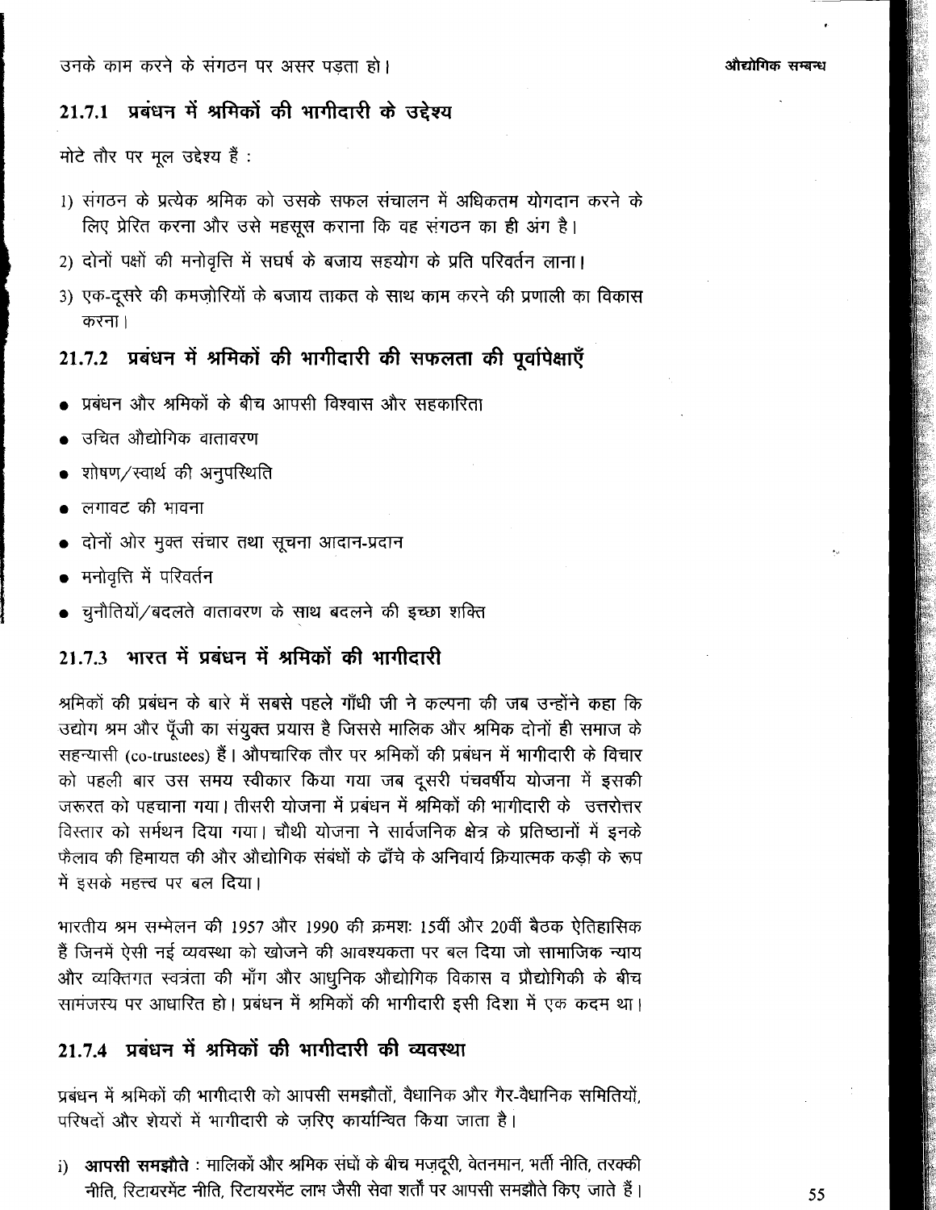उनके काम करने के संगठन पर असर पड़ता हो।

### 21.7.1 प्रबंधन में श्रमिकों की भागीदारी के उद्देश्य

मोटे तौर पर मूल उद्देश्य हैं :

1) संगठन के प्रत्येक श्रमिक को उसके सफल संचालन में अधिकतम योगदान करने के लिए प्रेरित करना और उसे महसूस कराना कि वह संगठन का ही अंग है।
2) दोनों पक्षों की मनोवृत्ति में सघर्ष के बजाय सहयोग के प्रति परिवर्तन लाना।
3) एक-दूसरे की कमज़ोरियों के बजाय ताकत के साथ काम करने की प्रणाली का विकास करना।

### 21.7.2 प्रबंधन में श्रमिकों की भागीदारी की सफलता की पूर्वापेक्षाएँ

- प्रबंधन और श्रमिकों के बीच आपसी विश्वास और सहकारिता
- उचित औद्योगिक वातावरण
- शोषण/स्वार्थ की अनुपस्थिति
- लगावट की भावना
- दोनों ओर मुक्त संचार तथा सूचना आदान-प्रदान
- मनोवृत्ति में परिवर्तन
- चुनौतियों/बदलते वातावरण के साथ बदलने की इच्छा शक्ति

### 21.7.3 भारत में प्रबंधन में श्रमिकों की भागीदारी

श्रमिकों की प्रबंधन के बारे में सबसे पहले गाँधी जी ने कल्पना की जब उन्होंने कहा कि उद्योग श्रम और पूँजी का संयुक्त प्रयास है जिससे मालिक और श्रमिक दोनों ही समाज के सहन्यासी (co-trustees) हैं। औपचारिक तौर पर श्रमिकों की प्रबंधन में भागीदारी के विचार को पहली बार उस समय स्वीकार किया गया जब दूसरी पंचवर्षीय योजना में इसकी जरूरत को पहचाना गया। तीसरी योजना में प्रबंधन में श्रमिकों की भागीदारी के उत्तरोत्तर विस्तार को सर्मथन दिया गया। चौथी योजना ने सार्वजनिक क्षेत्र के प्रतिष्ठानों में इनके फैलाव की हिमायत की और औद्योगिक संबंधों के ढाँचे के अनिवार्य क्रियात्मक कड़ी के रूप में इसके महत्त्व पर बल दिया।

भारतीय श्रम सम्मेलन की 1957 और 1990 की क्रमशः 15वीं और 20वीं बैठक ऐतिहासिक हैं जिनमें ऐसी नई व्यवस्था को खोजने की आवश्यकता पर बल दिया जो सामाजिक न्याय और व्यक्तिगत स्वत्रंता की माँग और आधुनिक औद्योगिक विकास व प्रौद्योगिकी के बीच सामंजस्य पर आधारित हो। प्रबंधन में श्रमिकों की भागीदारी इसी दिशा में एक कदम था।

### 21.7.4 प्रबंधन में श्रमिकों की भागीदारी की व्यवस्था

प्रबंधन में श्रमिकों की भागीदारी को आपसी समझौतों, वैधानिक और गैर-वैधानिक समितियों, परिषदों और शेयरों में भागीदारी के ज़रिए कार्यान्वित किया जाता है।

i) **आपसी समझौते** : मालिकों और श्रमिक संघों के बीच मज़दूरी, वेतनमान, भर्ती नीति, तरक्की नीति, रिटायरमेंट नीति, रिटायरमेंट लाभ जैसी सेवा शर्तों पर आपसी समझौते किए जाते हैं।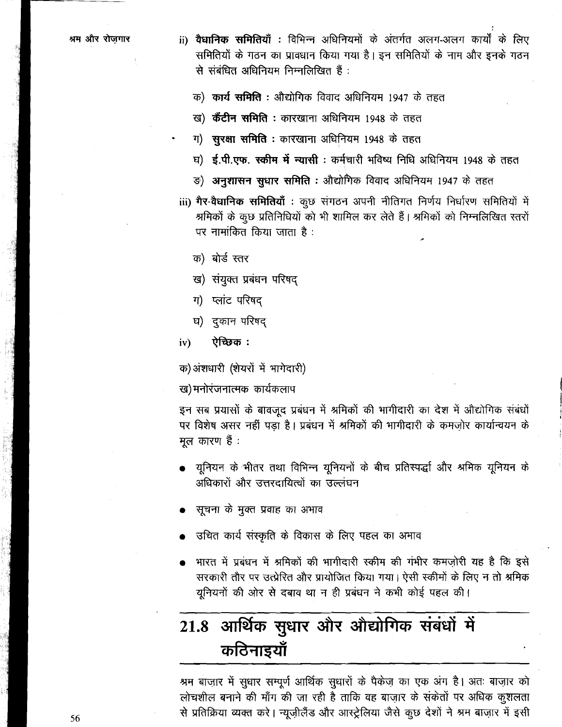ii) **वैधानिक समितियाँ** : विभिन्न अधिनियमों के अंतर्गत अलग-अलग कार्यों के लिए समितियों के गठन का प्रावधान किया गया है। इन समितियों के नाम और इनके गठन से संबंधित अधिनियम निम्नलिखित हैं :

   क) **कार्य समिति** : औद्योगिक विवाद अधिनियम 1947 के तहत

   ख) **कैंटीन समिति** : कारखाना अधिनियम 1948 के तहत

   ग) **सुरक्षा समिति** : कारखाना अधिनियम 1948 के तहत

   घ) **ई.पी.एफ. स्कीम में न्यासी** : कर्मचारी भविष्य निधि अधिनियम 1948 के तहत

   ङ) **अनुशासन सुधार समिति** : औद्योगिक विवाद अधिनियम 1947 के तहत

iii) **गैर-वैधानिक समितियाँ** : कुछ संगठन अपनी नीतिगत निर्णय निर्धारण समितियों में श्रमिकों के कुछ प्रतिनिधियों को भी शामिल कर लेते हैं। श्रमिकों को निम्नलिखित स्तरों पर नामांकित किया जाता है :

   क) बोर्ड स्तर

   ख) संयुक्त प्रबंधन परिषद्

   ग) प्लांट परिषद्

   घ) दुकान परिषद्

iv) **ऐच्छिक :**

क) अंशधारी (शेयरों में भागेदारी)

ख) मनोरंजनात्मक कार्यकलाप

इन सब प्रयासों के बावजूद प्रबंधन में श्रमिकों की भागीदारी का देश में औद्योगिक संबंधों पर विशेष असर नहीं पड़ा है। प्रबंधन में श्रमिकों की भागीदारी के कमज़ोर कार्यान्वयन के मूल कारण हैं :

- यूनियन के भीतर तथा विभिन्न यूनियनों के बीच प्रतिस्पर्द्धा और श्रमिक यूनियन के अधिकारों और उत्तरदायित्वों का उल्लंघन
- सूचना के मुक्त प्रवाह का अभाव
- उचित कार्य संस्कृति के विकास के लिए पहल का अभाव
- भारत में प्रबंधन में श्रमिकों की भागीदारी स्कीम की गंभीर कमज़ोरी यह है कि इसे सरकारी तौर पर उत्प्रेरित और प्रायोजित किया गया। ऐसी स्कीमों के लिए न तो श्रमिक यूनियनों की ओर से दबाव था न ही प्रबंधन ने कभी कोई पहल की।

## 21.8 आर्थिक सुधार और औद्योगिक संबंधों में कठिनाइयाँ

श्रम बाज़ार में सुधार सम्पूर्ण आर्थिक सुधारों के पैकेज़ का एक अंग है। अतः बाज़ार को लोचशील बनाने की माँग की जा रही है ताकि वह बाज़ार के संकेतों पर अधिक कुशलता से प्रतिक्रिया व्यक्त करे। न्यूज़ीलैंड और आस्ट्रेलिया जैसे कुछ देशों ने श्रम बाज़ार में इसी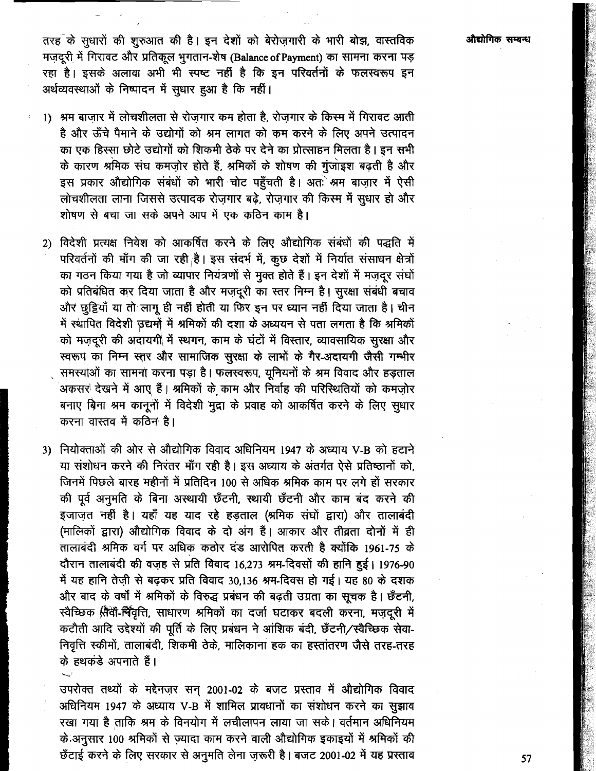तरह के सुधारों की शुरुआत की है। इन देशों को बेरोज़गारी के भारी बोझ, वास्तविक मज़दूरी में गिरावट और प्रतिकूल भुगतान-शेष (Balance of Payment) का सामना करना पड़ रहा है। इसके अलावा अभी भी स्पष्ट नहीं है कि इन परिवर्तनों के फलस्वरूप इन अर्थव्यवस्थाओं के निष्पादन में सुधार हुआ है कि नहीं।

1) श्रम बाज़ार में लोचशीलता से रोज़गार कम होता है, रोज़गार के किस्म में गिरावट आती है और ऊँचे पैमाने के उद्योगों को श्रम लागत को कम करने के लिए अपने उत्पादन का एक हिस्सा छोटे उद्योगों को शिकमी ठेके पर देने का प्रोत्साहन मिलता है। इन सभी के कारण श्रमिक संघ कमज़ोर होते हैं, श्रमिकों के शोषण की गुंजाइश बढ़ती है और इस प्रकार औद्योगिक संबंधों को भारी चोट पहुँचती है। अतः श्रम बाज़ार में ऐसी लोचशीलता लाना जिससे उत्पादक रोज़गार बढ़े, रोज़गार की किस्म में सुधार हो और शोषण से बचा जा सके अपने आप में एक कठिन काम है।

2) विदेशी प्रत्यक्ष निवेश को आकर्षित करने के लिए औद्योगिक संबंधों की पद्धति में परिवर्तनों की माँग की जा रही है। इस संदर्भ में, कुछ देशों में निर्यात संसाधन क्षेत्रों का गठन किया गया है जो व्यापार नियंत्रणों से मुक्त होते हैं। इन देशों में मज़दूर संघों को प्रतिबंधित कर दिया जाता है और मज़दूरी का स्तर निम्न है। सुरक्षा संबंधी बचाव और छुट्टियाँ या तो लागू ही नहीं होती या फिर इन पर ध्यान नहीं दिया जाता है। चीन में स्थापित विदेशी उद्यमों में श्रमिकों की दशा के अध्ययन से पता लगता है कि श्रमिकों को मज़दूरी की अदायगी में स्थगन, काम के घंटों में विस्तार, व्यावसायिक सुरक्षा और स्वरूप का निम्न स्तर और सामाजिक सुरक्षा के लाभों के गैर-अदायगी जैसी गम्भीर समस्याओं का सामना करना पड़ा है। फलस्वरूप, यूनियनों के श्रम विवाद और हड़ताल अकसर देखने में आए हैं। श्रमिकों के काम और निर्वाह की परिस्थितियों को कमज़ोर बनाए बिना श्रम कानूनों में विदेशी मुद्रा के प्रवाह को आकर्षित करने के लिए सुधार करना वास्तव में कठिन है।

3) नियोक्ताओं की ओर से औद्योगिक विवाद अधिनियम 1947 के अध्याय V-B को हटाने या संशोधन करने की निरंतर माँग रही है। इस अध्याय के अंतर्गत ऐसे प्रतिष्ठानों को, जिनमें पिछले बारह महीनों में प्रतिदिन 100 से अधिक श्रमिक काम पर लगे हों सरकार की पूर्व अनुमति के बिना अस्थायी छँटनी, स्थायी छँटनी और काम बंद करने की इजाज़त नहीं है। यहाँ यह याद रहे हड़ताल (श्रमिक संघों द्वारा) और तालाबंदी (मालिकों द्वारा) औद्योगिक विवाद के दो अंग हैं। आकार और तीव्रता दोनों में ही तालाबंदी श्रमिक वर्ग पर अधिक कठोर दंड आरोपित करती है क्योंकि 1961-75 के दौरान तालाबंदी की वज़ह से प्रति विवाद 16,273 श्रम-दिवसों की हानि हुई। 1976-90 में यह हानि तेज़ी से बढ़कर प्रति विवाद 30,136 श्रम-दिवस हो गई। यह 80 के दशक और बाद के वर्षों में श्रमिकों के विरुद्ध प्रबंधन की बढ़ती उग्रता का सूचक है। छँटनी, स्वैच्छिक सेवा-निवृत्ति, साधारण श्रमिकों का दर्जा घटाकर बदली करना, मज़दूरी में कटौती आदि उद्देश्यों की पूर्ति के लिए प्रबंधन ने आंशिक बंदी, छँटनी/स्वैच्छिक सेवा-निवृत्ति स्कीमों, तालाबंदी, शिकमी ठेके, मालिकाना हक का हस्तांतरण जैसे तरह-तरह के हथकंडे अपनाते हैं।

उपरोक्त तथ्यों के मद्देनज़र सन् 2001-02 के बजट प्रस्ताव में औद्योगिक विवाद अधिनियम 1947 के अध्याय V-B में शामिल प्रावधानों का संशोधन करने का सुझाव रखा गया है ताकि श्रम के विनियोग में लचीलापन लाया जा सके। वर्तमान अधिनियम के अनुसार 100 श्रमिकों से ज़्यादा काम करने वाली औद्योगिक इकाइयों में श्रमिकों की छँटाई करने के लिए सरकार से अनुमति लेना ज़रूरी है। बजट 2001-02 में यह प्रस्ताव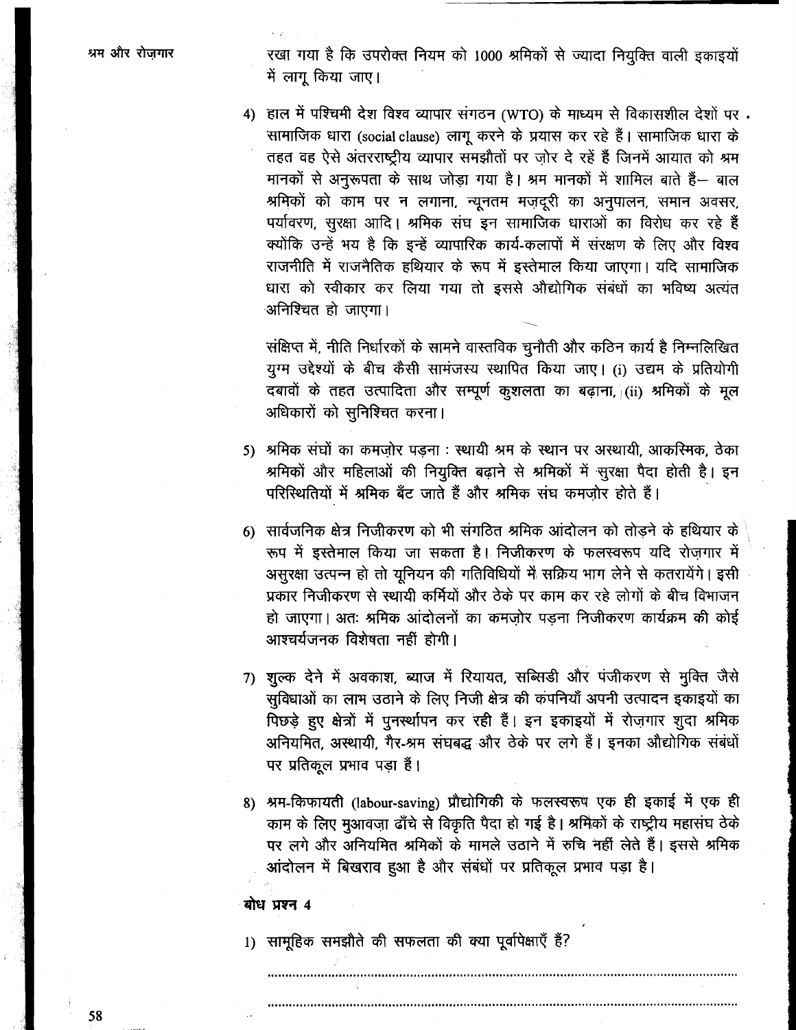रखा गया है कि उपरोक्त नियम को 1000 श्रमिकों से ज्यादा नियुक्ति वाली इकाइयों में लागू किया जाए।

4) हाल में पश्चिमी देश विश्व व्यापार संगठन (WTO) के माध्यम से विकासशील देशों पर सामाजिक धारा (social clause) लागू करने के प्रयास कर रहे हैं। सामाजिक धारा के तहत वह ऐसे अंतरराष्ट्रीय व्यापार समझौतों पर ज़ोर दे रहें हैं जिनमें आयात को श्रम मानकों से अनुरूपता के साथ जोड़ा गया है। श्रम मानकों में शामिल बातें हैं— बाल श्रमिकों को काम पर न लगाना, न्यूनतम मज़दूरी का अनुपालन, समान अवसर, पर्यावरण, सुरक्षा आदि। श्रमिक संघ इन सामाजिक धाराओं का विरोध कर रहे हैं क्योंकि उन्हें भय है कि इन्हें व्यापारिक कार्य-कलापों में संरक्षण के लिए और विश्व राजनीति में राजनैतिक हथियार के रूप में इस्तेमाल किया जाएगा। यदि सामाजिक धारा को स्वीकार कर लिया गया तो इससे औद्योगिक संबंधों का भविष्य अत्यंत अनिश्चित हो जाएगा।

   संक्षिप्त में, नीति निर्धारकों के सामने वास्तविक चुनौती और कठिन कार्य है निम्नलिखित युग्म उद्देश्यों के बीच कैसी सामंजस्य स्थापित किया जाए। (i) उद्यम के प्रतियोगी दबावों के तहत उत्पादिता और सम्पूर्ण कुशलता का बढ़ाना, (ii) श्रमिकों के मूल अधिकारों को सुनिश्चित करना।

5) श्रमिक संघों का कमज़ोर पड़ना : स्थायी श्रम के स्थान पर अस्थायी, आकस्मिक, ठेका श्रमिकों और महिलाओं की नियुक्ति बढ़ाने से श्रमिकों में सुरक्षा पैदा होती है। इन परिस्थितियों में श्रमिक बँट जाते हैं और श्रमिक संघ कमज़ोर होते हैं।

6) सार्वजनिक क्षेत्र निजीकरण को भी संगठित श्रमिक आंदोलन को तोड़ने के हथियार के रूप में इस्तेमाल किया जा सकता है। निजीकरण के फलस्वरूप यदि रोज़गार में असुरक्षा उत्पन्न हो तो यूनियन की गतिविधियों में सक्रिय भाग लेने से कतरायेंगे। इसी प्रकार निजीकरण से स्थायी कर्मियों और ठेके पर काम कर रहे लोगों के बीच विभाजन हो जाएगा। अतः श्रमिक आंदोलनों का कमज़ोर पड़ना निजीकरण कार्यक्रम की कोई आश्चर्यजनक विशेषता नहीं होगी।

7) शुल्क देने में अवकाश, ब्याज में रियायत, सब्सिडी और पंजीकरण से मुक्ति जैसे सुविधाओं का लाभ उठाने के लिए निजी क्षेत्र की कंपनियाँ अपनी उत्पादन इकाइयों का पिछड़े हुए क्षेत्रों में पुनर्स्थापन कर रही हैं। इन इकाइयों में रोज़गार शुदा श्रमिक अनियमित, अस्थायी, गैर-श्रम संघबद्ध और ठेके पर लगे हैं। इनका औद्योगिक संबंधों पर प्रतिकूल प्रभाव पड़ा हैं।

8) श्रम-किफायती (labour-saving) प्रौद्योगिकी के फलस्वरूप एक ही इकाई में एक ही काम के लिए मुआवज़ा ढाँचे से विकृति पैदा हो गई है। श्रमिकों के राष्ट्रीय महासंघ ठेके पर लगे और अनियमित श्रमिकों के मामले उठाने में रुचि नहीं लेते हैं। इससे श्रमिक आंदोलन में बिखराव हुआ है और संबंधों पर प्रतिकूल प्रभाव पड़ा है।

**बोध प्रश्न 4**

1) सामूहिक समझौते की सफलता की क्या पूर्वापेक्षाएँ हैं?

..................................................................................................................

..................................................................................................................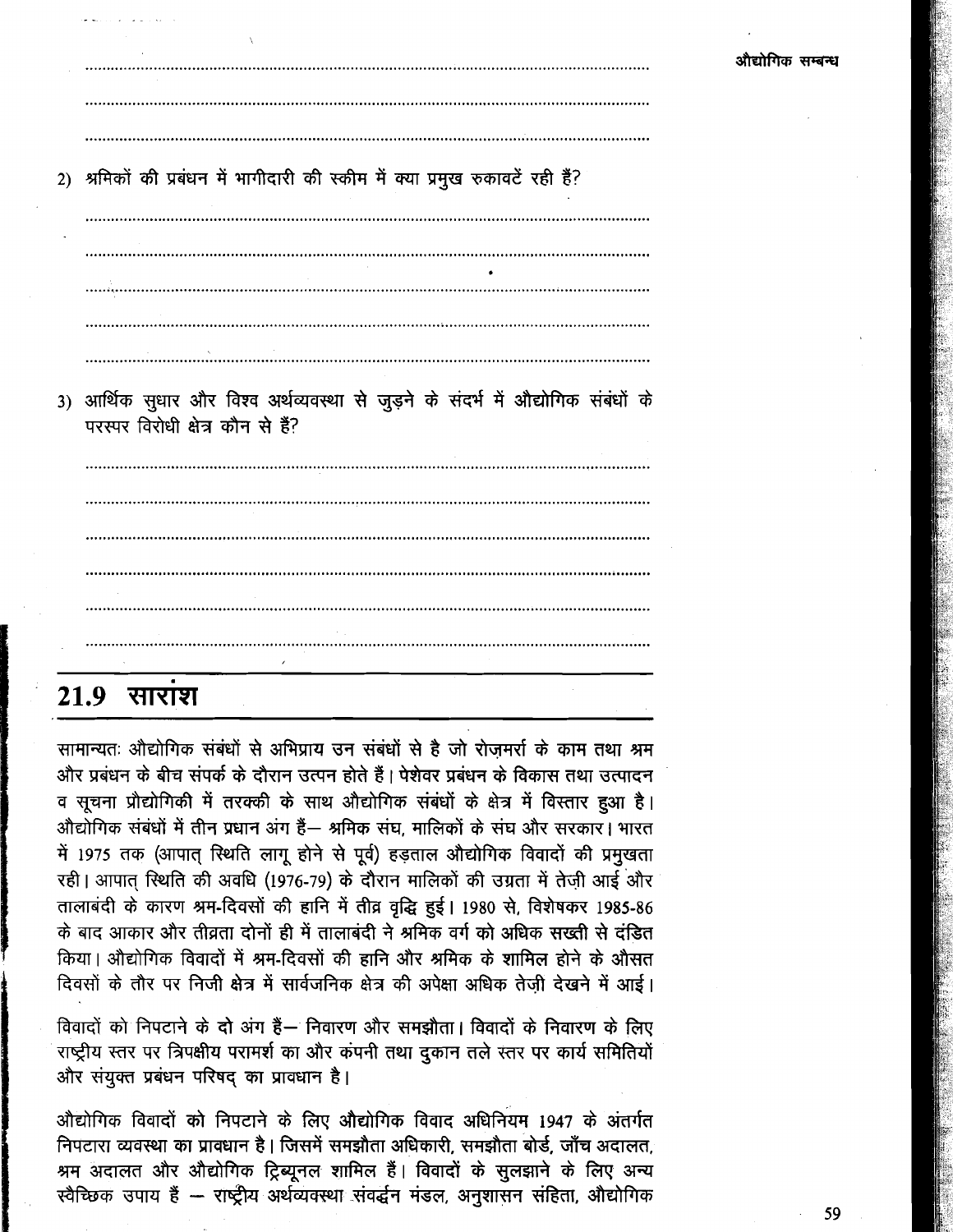2) श्रमिकों की प्रबंधन में भागीदारी की स्कीम में क्या प्रमुख रुकावटें रही हैं?

3) आर्थिक सुधार और विश्व अर्थव्यवस्था से जुड़ने के संदर्भ में औद्योगिक संबंधों के परस्पर विरोधी क्षेत्र कौन से हैं?

## 21.9 सारांश

सामान्यतः औद्योगिक संबंधों से अभिप्राय उन संबंधों से है जो रोज़मर्रा के काम तथा श्रम और प्रबंधन के बीच संपर्क के दौरान उत्पन होते हैं। पेशेवर प्रबंधन के विकास तथा उत्पादन व सूचना प्रौद्योगिकी में तरक्की के साथ औद्योगिक संबंधों के क्षेत्र में विस्तार हुआ है। औद्योगिक संबंधों में तीन प्रधान अंग हैं— श्रमिक संघ, मालिकों के संघ और सरकार। भारत में 1975 तक (आपात् स्थिति लागू होने से पूर्व) हड़ताल औद्योगिक विवादों की प्रमुखता रही। आपात् स्थिति की अवधि (1976-79) के दौरान मालिकों की उग्रता में तेज़ी आई और तालाबंदी के कारण श्रम-दिवसों की हानि में तीव्र वृद्धि हुई। 1980 से, विशेषकर 1985-86 के बाद आकार और तीव्रता दोनों ही में तालाबंदी ने श्रमिक वर्ग को अधिक सख्ती से दंडित किया। औद्योगिक विवादों में श्रम-दिवसों की हानि और श्रमिक के शामिल होने के औसत दिवसों के तौर पर निजी क्षेत्र में सार्वजनिक क्षेत्र की अपेक्षा अधिक तेज़ी देखने में आई।

विवादों को निपटाने के दो अंग हैं— निवारण और समझौता। विवादों के निवारण के लिए राष्ट्रीय स्तर पर त्रिपक्षीय परामर्श का और कंपनी तथा दुकान तले स्तर पर कार्य समितियों और संयुक्त प्रबंधन परिषद् का प्रावधान है।

औद्योगिक विवादों को निपटाने के लिए औद्योगिक विवाद अधिनियम 1947 के अंतर्गत निपटारा व्यवस्था का प्रावधान है। जिसमें समझौता अधिकारी, समझौता बोर्ड, जाँच अदालत, श्रम अदालत और औद्योगिक ट्रिब्यूनल शामिल हैं। विवादों के सुलझाने के लिए अन्य स्वैच्छिक उपाय हैं — राष्ट्रीय अर्थव्यवस्था संवर्द्धन मंडल, अनुशासन संहिता, औद्योगिक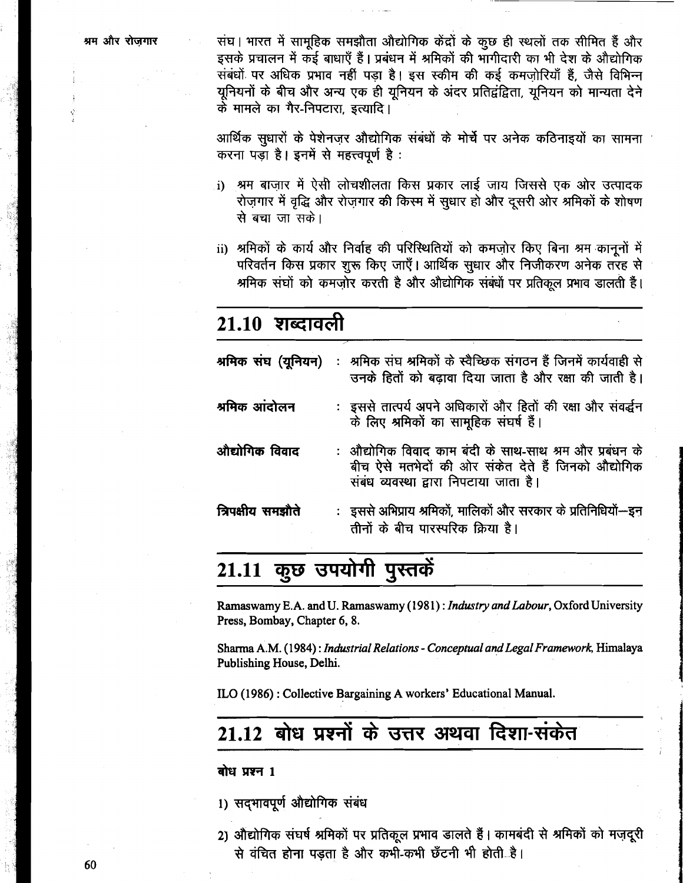संघ। भारत में सामूहिक समझौता औद्योगिक केंद्रों के कुछ ही स्थलों तक सीमित हैं और इसके प्रचालन में कई बाधाएँ हैं। प्रबंधन में श्रमिकों की भागीदारी का भी देश के औद्योगिक संबंधों पर अधिक प्रभाव नहीं पड़ा है। इस स्कीम की कई कमज़ोरियाँ हैं, जैसे विभिन्न यूनियनों के बीच और अन्य एक ही यूनियन के अंदर प्रतिद्वंद्विता, यूनियन को मान्यता देने के मामले का गैर-निपटारा, इत्यादि।

आर्थिक सुधारों के पेशेनज़र औद्योगिक संबंधों के मोर्चे पर अनेक कठिनाइयों का सामना करना पड़ा है। इनमें से महत्त्वपूर्ण है :

i) श्रम बाज़ार में ऐसी लोचशीलता किस प्रकार लाई जाय जिससे एक ओर उत्पादक रोज़गार में वृद्धि और रोज़गार की किस्म में सुधार हो और दूसरी ओर श्रमिकों के शोषण से बचा जा सके।

ii) श्रमिकों के कार्य और निर्वाह की परिस्थितियों को कमज़ोर किए बिना श्रम कानूनों में परिवर्तन किस प्रकार शुरू किए जाएँ। आर्थिक सुधार और निजीकरण अनेक तरह से श्रमिक संघों को कमज़ोर करती है और औद्योगिक संबंधों पर प्रतिकूल प्रभाव डालती हैं।

## 21.10 शब्दावली

**श्रमिक संघ (यूनियन)** : श्रमिक संघ श्रमिकों के स्वैच्छिक संगठन हैं जिनमें कार्यवाही से उनके हितों को बढ़ावा दिया जाता है और रक्षा की जाती है।

**श्रमिक आंदोलन** : इससे तात्पर्य अपने अधिकारों और हितों की रक्षा और संवर्द्धन के लिए श्रमिकों का सामूहिक संघर्ष हैं।

**औद्योगिक विवाद** : औद्योगिक विवाद काम बंदी के साथ-साथ श्रम और प्रबंधन के बीच ऐसे मतभेदों की ओर संकेत देते हैं जिनको औद्योगिक संबंध व्यवस्था द्वारा निपटाया जाता है।

**त्रिपक्षीय समझौते** : इससे अभिप्राय श्रमिकों, मालिकों और सरकार के प्रतिनिधियों—इन तीनों के बीच पारस्परिक क्रिया है।

## 21.11 कुछ उपयोगी पुस्तकें

Ramaswamy E.A. and U. Ramaswamy (1981) : *Industry and Labour*, Oxford University Press, Bombay, Chapter 6, 8.

Sharma A.M. (1984) : *Industrial Relations - Conceptual and Legal Framework*, Himalaya Publishing House, Delhi.

ILO (1986) : Collective Bargaining A workers' Educational Manual.

## 21.12 बोध प्रश्नों के उत्तर अथवा दिशा-संकेत

**बोध प्रश्न 1**

1) सद्भावपूर्ण औद्योगिक संबंध

2) औद्योगिक संघर्ष श्रमिकों पर प्रतिकूल प्रभाव डालते हैं। कामबंदी से श्रमिकों को मज़दूरी से वंचित होना पड़ता है और कभी-कभी छँटनी भी होती है।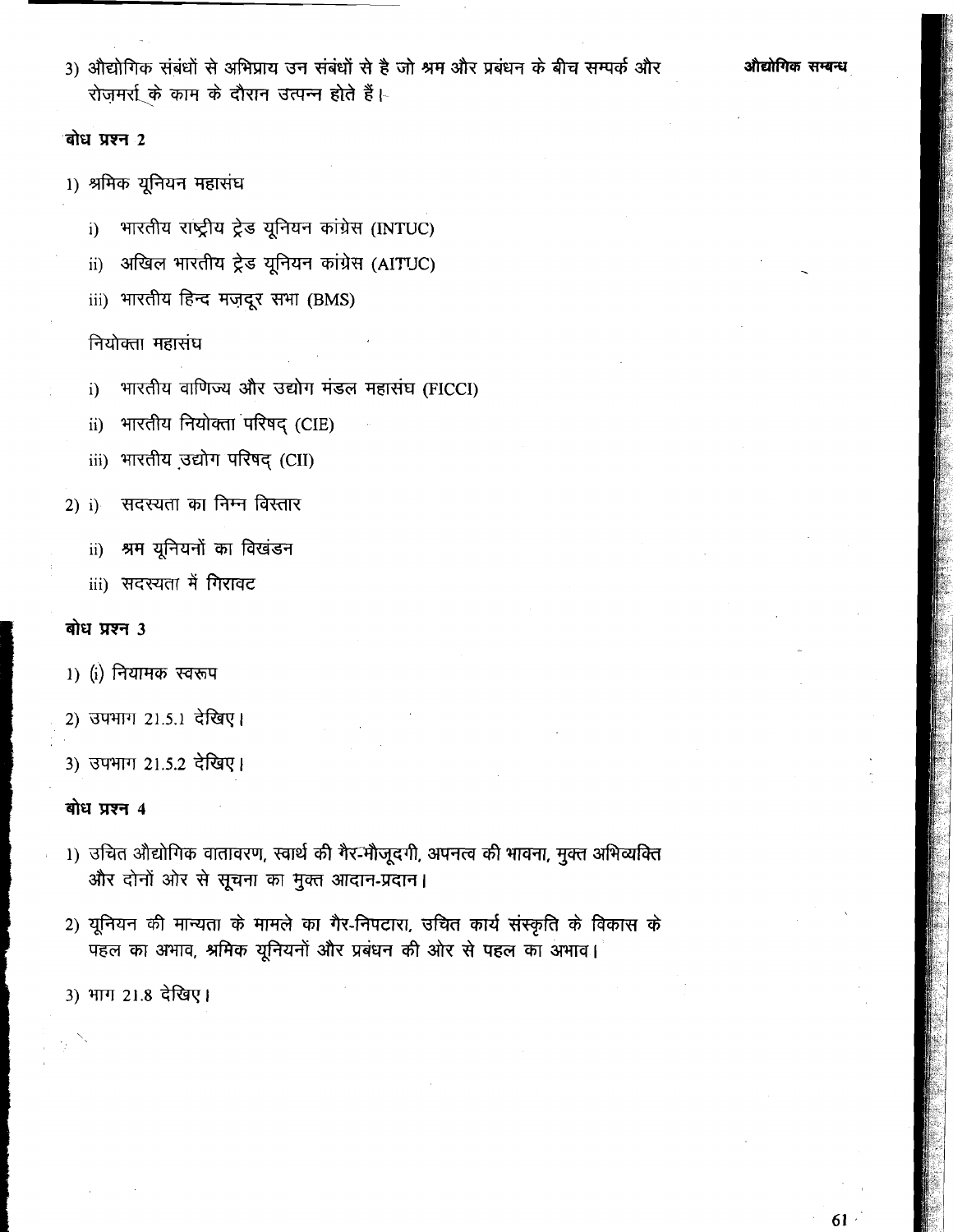3) औद्योगिक संबंधों से अभिप्राय उन संबंधों से है जो श्रम और प्रबंधन के बीच सम्पर्क और रोज़मर्रा के काम के दौरान उत्पन्न होते हैं।

### बोध प्रश्न 2

1) श्रमिक यूनियन महासंघ

   i) भारतीय राष्ट्रीय ट्रेड यूनियन कांग्रेस (INTUC)

   ii) अखिल भारतीय ट्रेड यूनियन कांग्रेस (AITUC)

   iii) भारतीय हिन्द मज़दूर सभा (BMS)

   नियोक्ता महासंघ

   i) भारतीय वाणिज्य और उद्योग मंडल महासंघ (FICCI)

   ii) भारतीय नियोक्ता परिषद् (CIE)

   iii) भारतीय उद्योग परिषद् (CII)

2) i) सदस्यता का निम्न विस्तार

   ii) श्रम यूनियनों का विखंडन

   iii) सदस्यता में गिरावट

### बोध प्रश्न 3

1) (i) नियामक स्वरूप

2) उपभाग 21.5.1 देखिए।

3) उपभाग 21.5.2 देखिए।

### बोध प्रश्न 4

1) उचित औद्योगिक वातावरण, स्वार्थ की गैर-मौजूदगी, अपनत्व की भावना, मुक्त अभिव्यक्ति और दोनों ओर से सूचना का मुक्त आदान-प्रदान।

2) यूनियन की मान्यता के मामले का गैर-निपटारा, उचित कार्य संस्कृति के विकास के पहल का अभाव, श्रमिक यूनियनों और प्रबंधन की ओर से पहल का अभाव।

3) भाग 21.8 देखिए।